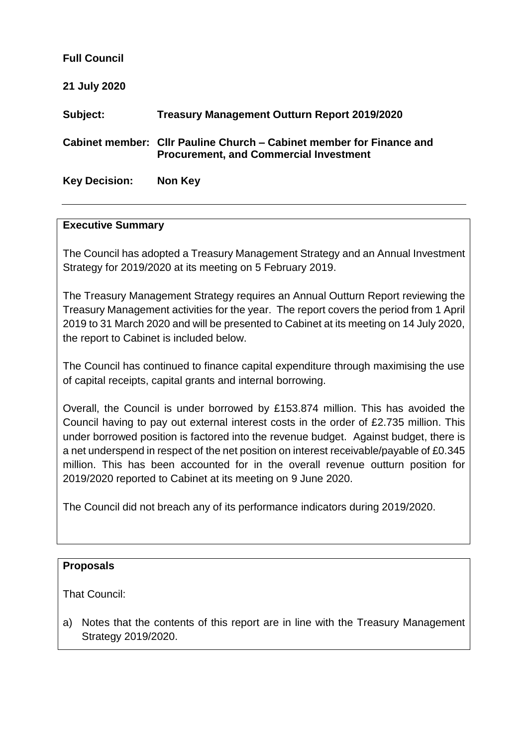**Full Council**

**21 July 2020**

| | |
|---|---|
| **Subject:** | **Treasury Management Outturn Report 2019/2020** |
| **Cabinet member:** | **Cllr Pauline Church – Cabinet member for Finance and Procurement, and Commercial Investment** |
| **Key Decision:** | **Non Key** |

---

**Executive Summary**

The Council has adopted a Treasury Management Strategy and an Annual Investment Strategy for 2019/2020 at its meeting on 5 February 2019.

The Treasury Management Strategy requires an Annual Outturn Report reviewing the Treasury Management activities for the year. The report covers the period from 1 April 2019 to 31 March 2020 and will be presented to Cabinet at its meeting on 14 July 2020, the report to Cabinet is included below.

The Council has continued to finance capital expenditure through maximising the use of capital receipts, capital grants and internal borrowing.

Overall, the Council is under borrowed by £153.874 million. This has avoided the Council having to pay out external interest costs in the order of £2.735 million. This under borrowed position is factored into the revenue budget. Against budget, there is a net underspend in respect of the net position on interest receivable/payable of £0.345 million. This has been accounted for in the overall revenue outturn position for 2019/2020 reported to Cabinet at its meeting on 9 June 2020.

The Council did not breach any of its performance indicators during 2019/2020.

**Proposals**

That Council:

a) Notes that the contents of this report are in line with the Treasury Management Strategy 2019/2020.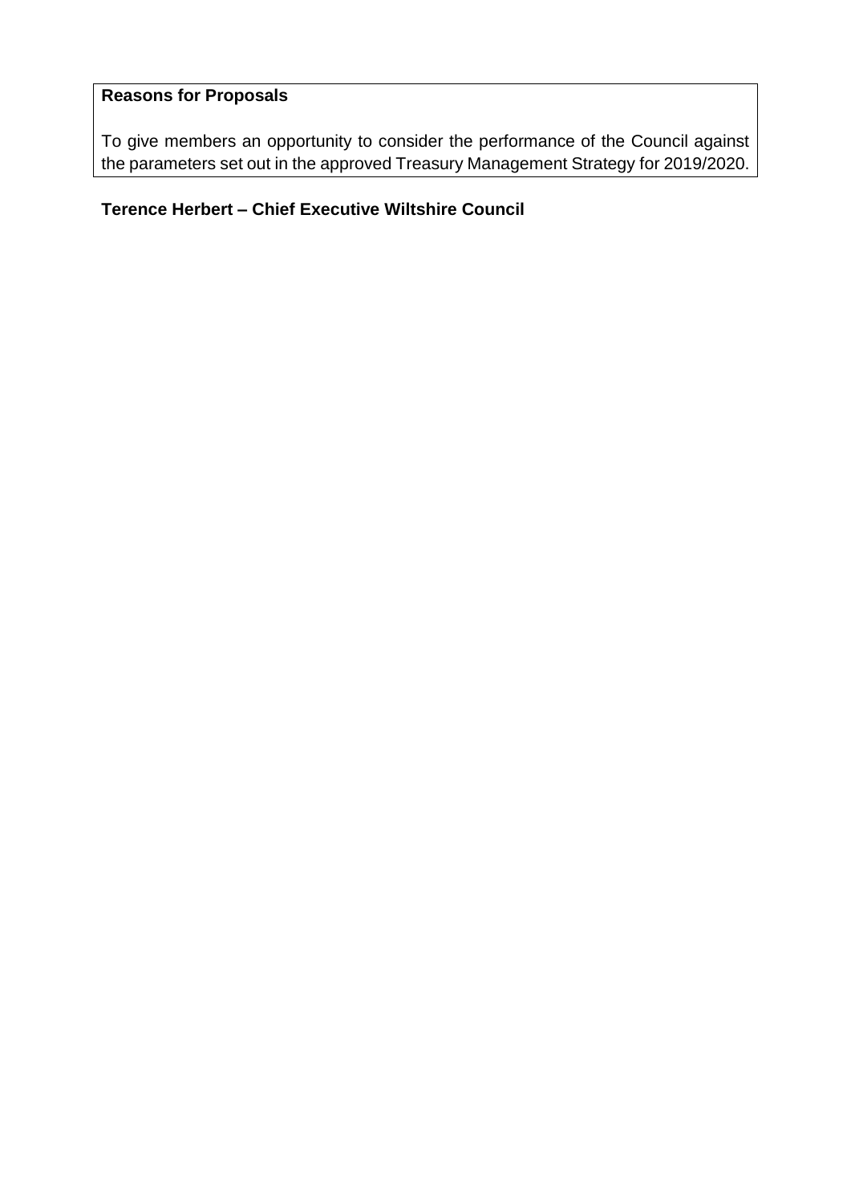**Reasons for Proposals**

To give members an opportunity to consider the performance of the Council against the parameters set out in the approved Treasury Management Strategy for 2019/2020.

**Terence Herbert – Chief Executive Wiltshire Council**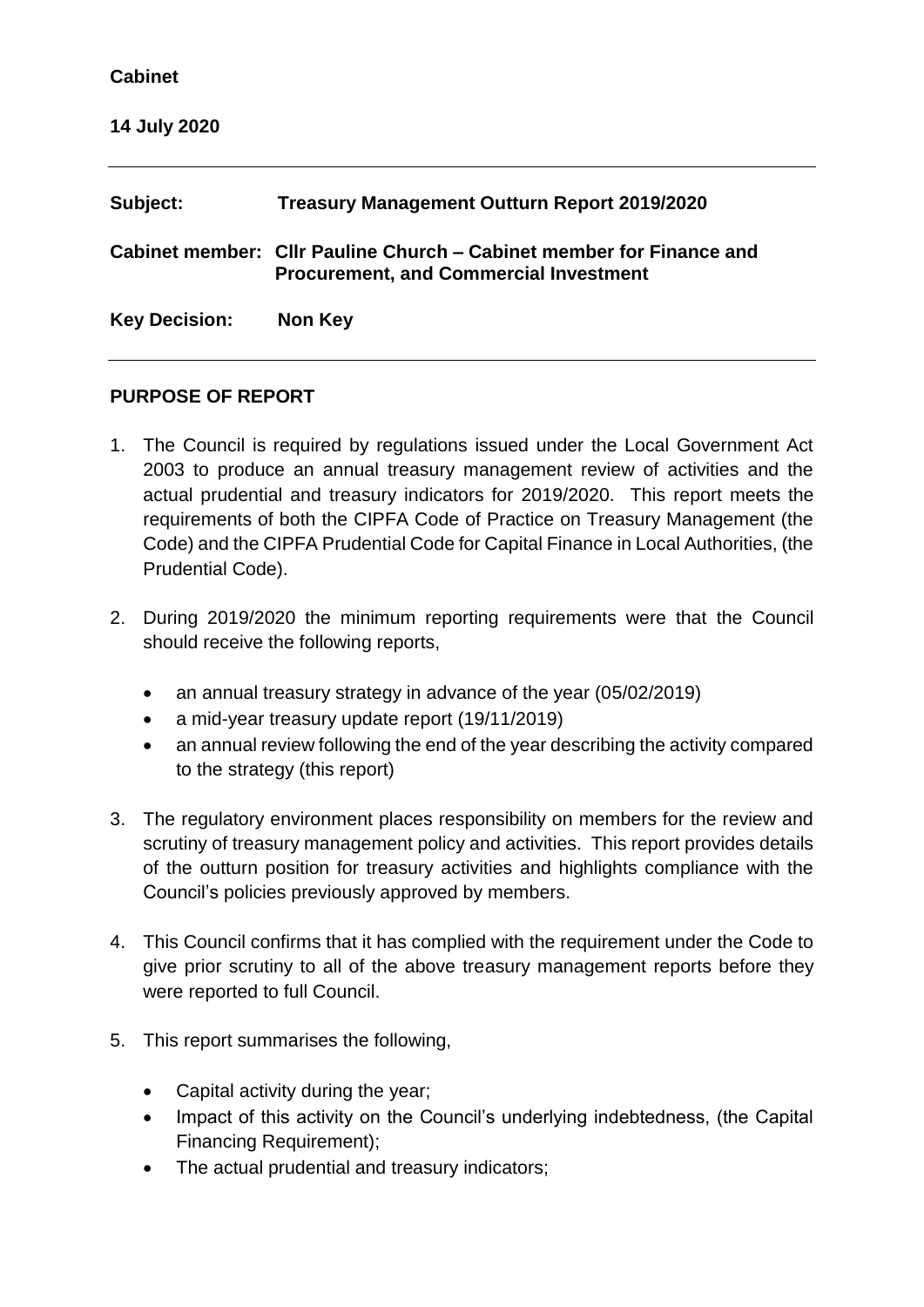**Cabinet**

**14 July 2020**

---

| | |
|---|---|
| **Subject:** | **Treasury Management Outturn Report 2019/2020** |
| **Cabinet member:** | **Cllr Pauline Church – Cabinet member for Finance and Procurement, and Commercial Investment** |
| **Key Decision:** | **Non Key** |

---

## PURPOSE OF REPORT

1. The Council is required by regulations issued under the Local Government Act 2003 to produce an annual treasury management review of activities and the actual prudential and treasury indicators for 2019/2020. This report meets the requirements of both the CIPFA Code of Practice on Treasury Management (the Code) and the CIPFA Prudential Code for Capital Finance in Local Authorities, (the Prudential Code).

2. During 2019/2020 the minimum reporting requirements were that the Council should receive the following reports,

   - an annual treasury strategy in advance of the year (05/02/2019)
   - a mid-year treasury update report (19/11/2019)
   - an annual review following the end of the year describing the activity compared to the strategy (this report)

3. The regulatory environment places responsibility on members for the review and scrutiny of treasury management policy and activities. This report provides details of the outturn position for treasury activities and highlights compliance with the Council's policies previously approved by members.

4. This Council confirms that it has complied with the requirement under the Code to give prior scrutiny to all of the above treasury management reports before they were reported to full Council.

5. This report summarises the following,

   - Capital activity during the year;
   - Impact of this activity on the Council's underlying indebtedness, (the Capital Financing Requirement);
   - The actual prudential and treasury indicators;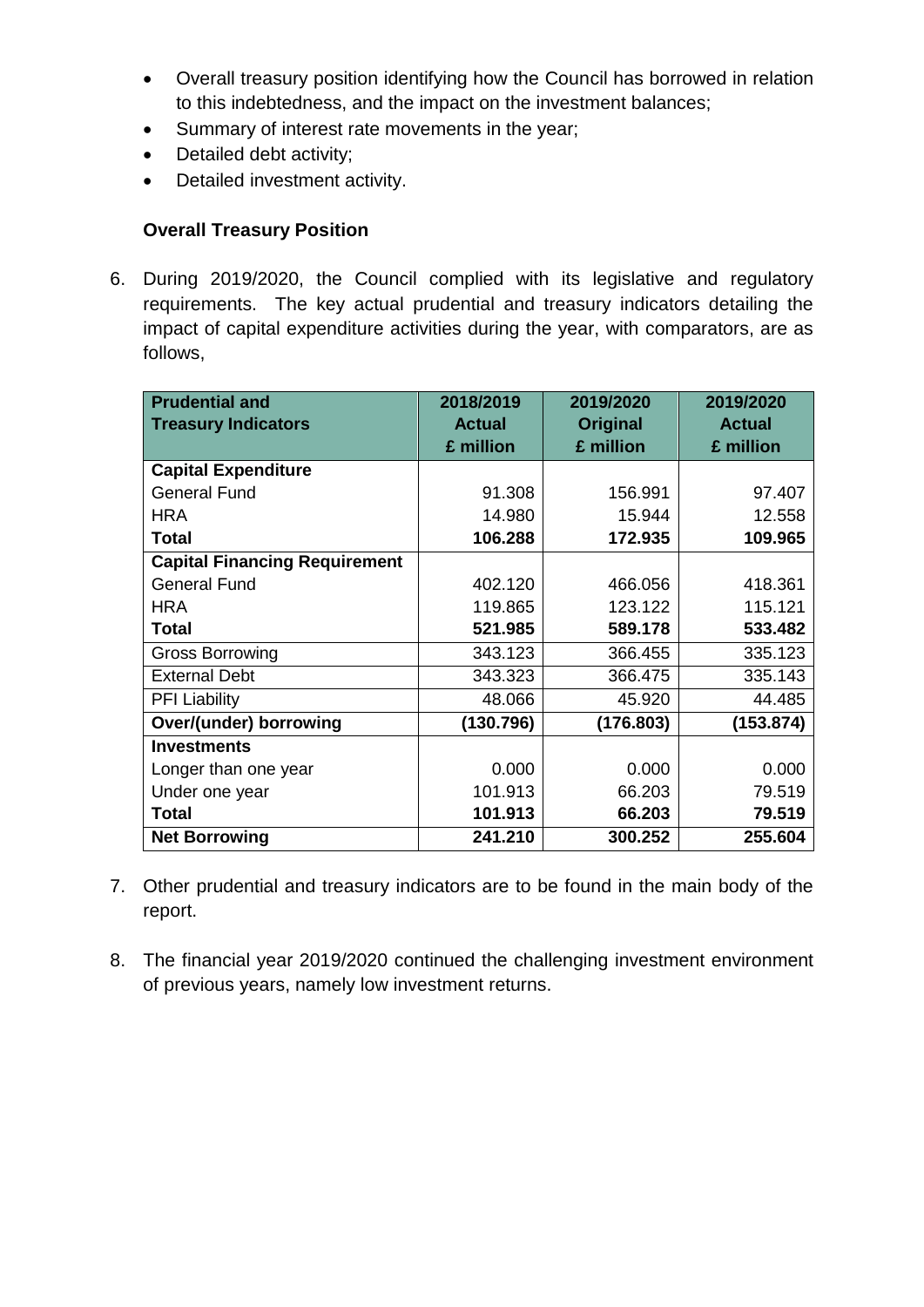- Overall treasury position identifying how the Council has borrowed in relation to this indebtedness, and the impact on the investment balances;
- Summary of interest rate movements in the year;
- Detailed debt activity;
- Detailed investment activity.

**Overall Treasury Position**

6. During 2019/2020, the Council complied with its legislative and regulatory requirements. The key actual prudential and treasury indicators detailing the impact of capital expenditure activities during the year, with comparators, are as follows,

| Prudential and Treasury Indicators | 2018/2019 Actual £ million | 2019/2020 Original £ million | 2019/2020 Actual £ million |
|---|---|---|---|
| **Capital Expenditure** | | | |
| General Fund | 91.308 | 156.991 | 97.407 |
| HRA | 14.980 | 15.944 | 12.558 |
| **Total** | **106.288** | **172.935** | **109.965** |
| **Capital Financing Requirement** | | | |
| General Fund | 402.120 | 466.056 | 418.361 |
| HRA | 119.865 | 123.122 | 115.121 |
| **Total** | **521.985** | **589.178** | **533.482** |
| Gross Borrowing | 343.123 | 366.455 | 335.123 |
| External Debt | 343.323 | 366.475 | 335.143 |
| PFI Liability | 48.066 | 45.920 | 44.485 |
| **Over/(under) borrowing** | **(130.796)** | **(176.803)** | **(153.874)** |
| **Investments** | | | |
| Longer than one year | 0.000 | 0.000 | 0.000 |
| Under one year | 101.913 | 66.203 | 79.519 |
| **Total** | **101.913** | **66.203** | **79.519** |
| **Net Borrowing** | **241.210** | **300.252** | **255.604** |

7. Other prudential and treasury indicators are to be found in the main body of the report.

8. The financial year 2019/2020 continued the challenging investment environment of previous years, namely low investment returns.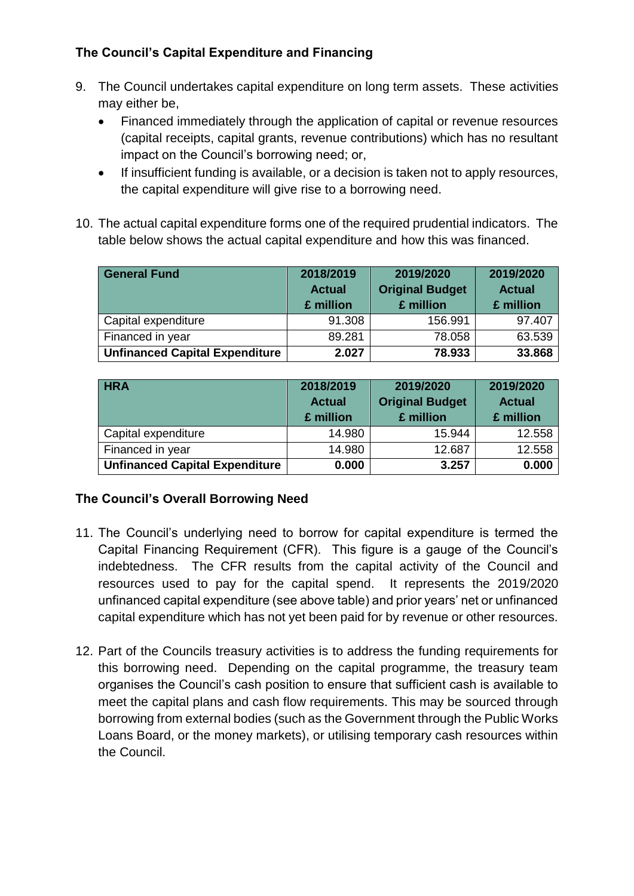## The Council's Capital Expenditure and Financing

9. The Council undertakes capital expenditure on long term assets. These activities may either be,
   - Financed immediately through the application of capital or revenue resources (capital receipts, capital grants, revenue contributions) which has no resultant impact on the Council's borrowing need; or,
   - If insufficient funding is available, or a decision is taken not to apply resources, the capital expenditure will give rise to a borrowing need.

10. The actual capital expenditure forms one of the required prudential indicators. The table below shows the actual capital expenditure and how this was financed.

| General Fund | 2018/2019 Actual £ million | 2019/2020 Original Budget £ million | 2019/2020 Actual £ million |
|---|---|---|---|
| Capital expenditure | 91.308 | 156.991 | 97.407 |
| Financed in year | 89.281 | 78.058 | 63.539 |
| **Unfinanced Capital Expenditure** | **2.027** | **78.933** | **33.868** |

| HRA | 2018/2019 Actual £ million | 2019/2020 Original Budget £ million | 2019/2020 Actual £ million |
|---|---|---|---|
| Capital expenditure | 14.980 | 15.944 | 12.558 |
| Financed in year | 14.980 | 12.687 | 12.558 |
| **Unfinanced Capital Expenditure** | **0.000** | **3.257** | **0.000** |

## The Council's Overall Borrowing Need

11. The Council's underlying need to borrow for capital expenditure is termed the Capital Financing Requirement (CFR). This figure is a gauge of the Council's indebtedness. The CFR results from the capital activity of the Council and resources used to pay for the capital spend. It represents the 2019/2020 unfinanced capital expenditure (see above table) and prior years' net or unfinanced capital expenditure which has not yet been paid for by revenue or other resources.

12. Part of the Councils treasury activities is to address the funding requirements for this borrowing need. Depending on the capital programme, the treasury team organises the Council's cash position to ensure that sufficient cash is available to meet the capital plans and cash flow requirements. This may be sourced through borrowing from external bodies (such as the Government through the Public Works Loans Board, or the money markets), or utilising temporary cash resources within the Council.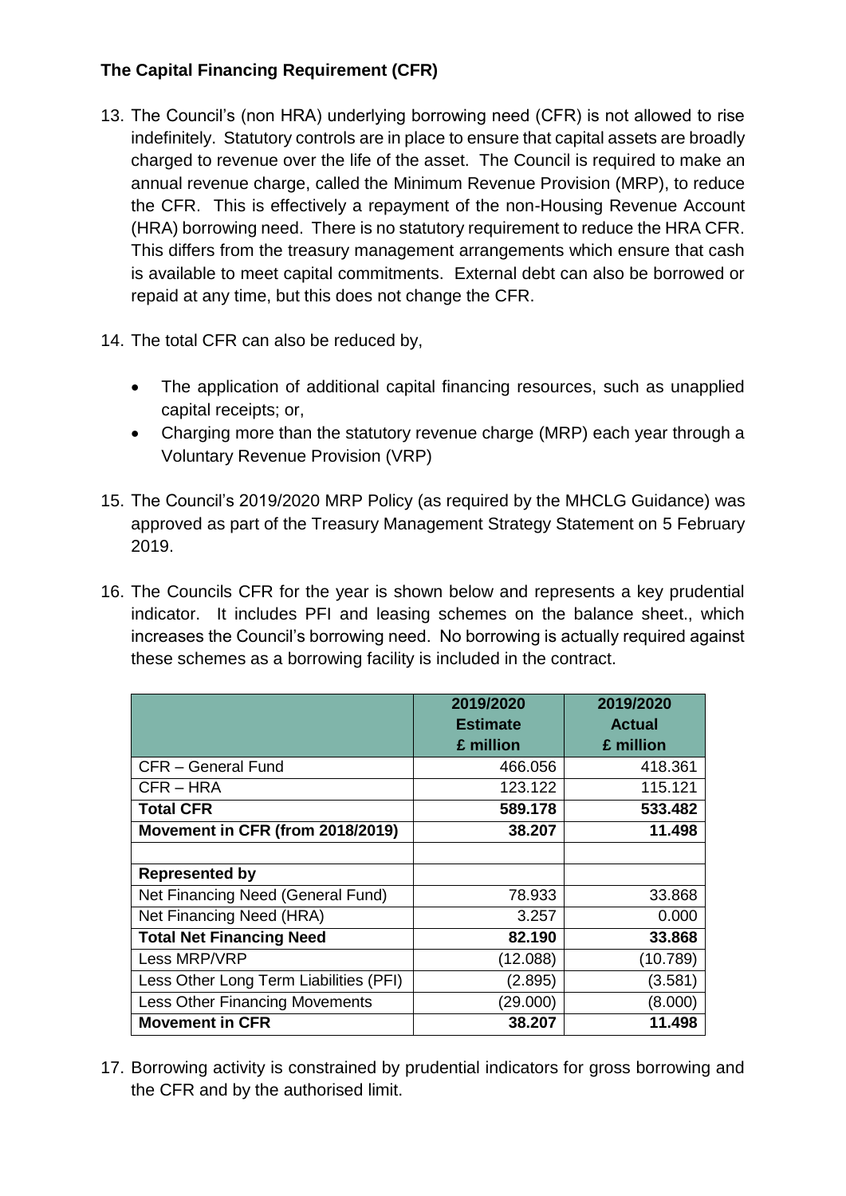**The Capital Financing Requirement (CFR)**

13. The Council's (non HRA) underlying borrowing need (CFR) is not allowed to rise indefinitely. Statutory controls are in place to ensure that capital assets are broadly charged to revenue over the life of the asset. The Council is required to make an annual revenue charge, called the Minimum Revenue Provision (MRP), to reduce the CFR. This is effectively a repayment of the non-Housing Revenue Account (HRA) borrowing need. There is no statutory requirement to reduce the HRA CFR. This differs from the treasury management arrangements which ensure that cash is available to meet capital commitments. External debt can also be borrowed or repaid at any time, but this does not change the CFR.

14. The total CFR can also be reduced by,

    - The application of additional capital financing resources, such as unapplied capital receipts; or,
    - Charging more than the statutory revenue charge (MRP) each year through a Voluntary Revenue Provision (VRP)

15. The Council's 2019/2020 MRP Policy (as required by the MHCLG Guidance) was approved as part of the Treasury Management Strategy Statement on 5 February 2019.

16. The Councils CFR for the year is shown below and represents a key prudential indicator. It includes PFI and leasing schemes on the balance sheet., which increases the Council's borrowing need. No borrowing is actually required against these schemes as a borrowing facility is included in the contract.

| | 2019/2020 Estimate £ million | 2019/2020 Actual £ million |
|---|---|---|
| CFR – General Fund | 466.056 | 418.361 |
| CFR – HRA | 123.122 | 115.121 |
| **Total CFR** | **589.178** | **533.482** |
| **Movement in CFR (from 2018/2019)** | **38.207** | **11.498** |
| | | |
| **Represented by** | | |
| Net Financing Need (General Fund) | 78.933 | 33.868 |
| Net Financing Need (HRA) | 3.257 | 0.000 |
| **Total Net Financing Need** | **82.190** | **33.868** |
| Less MRP/VRP | (12.088) | (10.789) |
| Less Other Long Term Liabilities (PFI) | (2.895) | (3.581) |
| Less Other Financing Movements | (29.000) | (8.000) |
| **Movement in CFR** | **38.207** | **11.498** |

17. Borrowing activity is constrained by prudential indicators for gross borrowing and the CFR and by the authorised limit.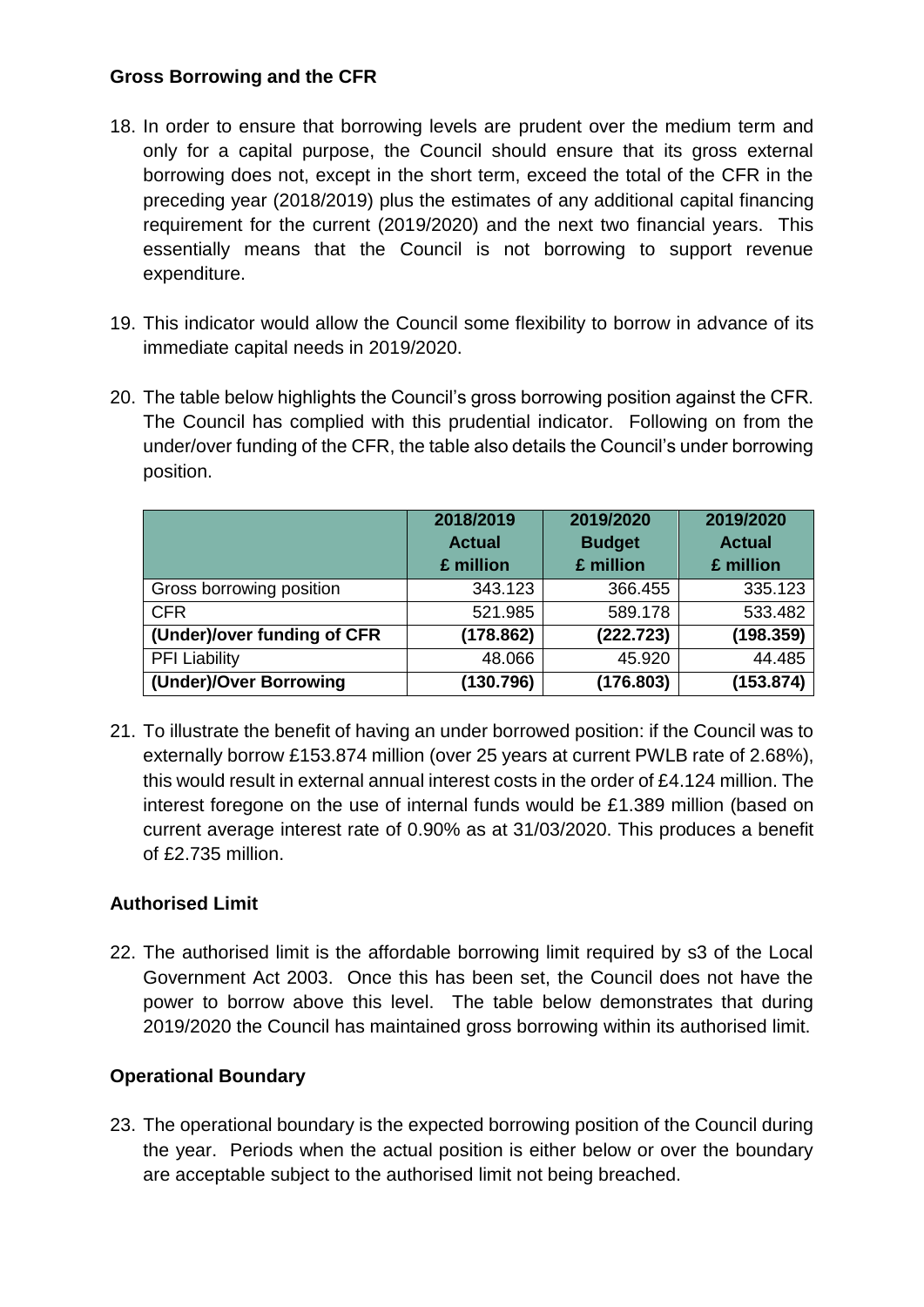## Gross Borrowing and the CFR

18. In order to ensure that borrowing levels are prudent over the medium term and only for a capital purpose, the Council should ensure that its gross external borrowing does not, except in the short term, exceed the total of the CFR in the preceding year (2018/2019) plus the estimates of any additional capital financing requirement for the current (2019/2020) and the next two financial years. This essentially means that the Council is not borrowing to support revenue expenditure.

19. This indicator would allow the Council some flexibility to borrow in advance of its immediate capital needs in 2019/2020.

20. The table below highlights the Council's gross borrowing position against the CFR. The Council has complied with this prudential indicator. Following on from the under/over funding of the CFR, the table also details the Council's under borrowing position.

| | 2018/2019 Actual £ million | 2019/2020 Budget £ million | 2019/2020 Actual £ million |
|---|---|---|---|
| Gross borrowing position | 343.123 | 366.455 | 335.123 |
| CFR | 521.985 | 589.178 | 533.482 |
| **(Under)/over funding of CFR** | **(178.862)** | **(222.723)** | **(198.359)** |
| PFI Liability | 48.066 | 45.920 | 44.485 |
| **(Under)/Over Borrowing** | **(130.796)** | **(176.803)** | **(153.874)** |

21. To illustrate the benefit of having an under borrowed position: if the Council was to externally borrow £153.874 million (over 25 years at current PWLB rate of 2.68%), this would result in external annual interest costs in the order of £4.124 million. The interest foregone on the use of internal funds would be £1.389 million (based on current average interest rate of 0.90% as at 31/03/2020. This produces a benefit of £2.735 million.

## Authorised Limit

22. The authorised limit is the affordable borrowing limit required by s3 of the Local Government Act 2003. Once this has been set, the Council does not have the power to borrow above this level. The table below demonstrates that during 2019/2020 the Council has maintained gross borrowing within its authorised limit.

## Operational Boundary

23. The operational boundary is the expected borrowing position of the Council during the year. Periods when the actual position is either below or over the boundary are acceptable subject to the authorised limit not being breached.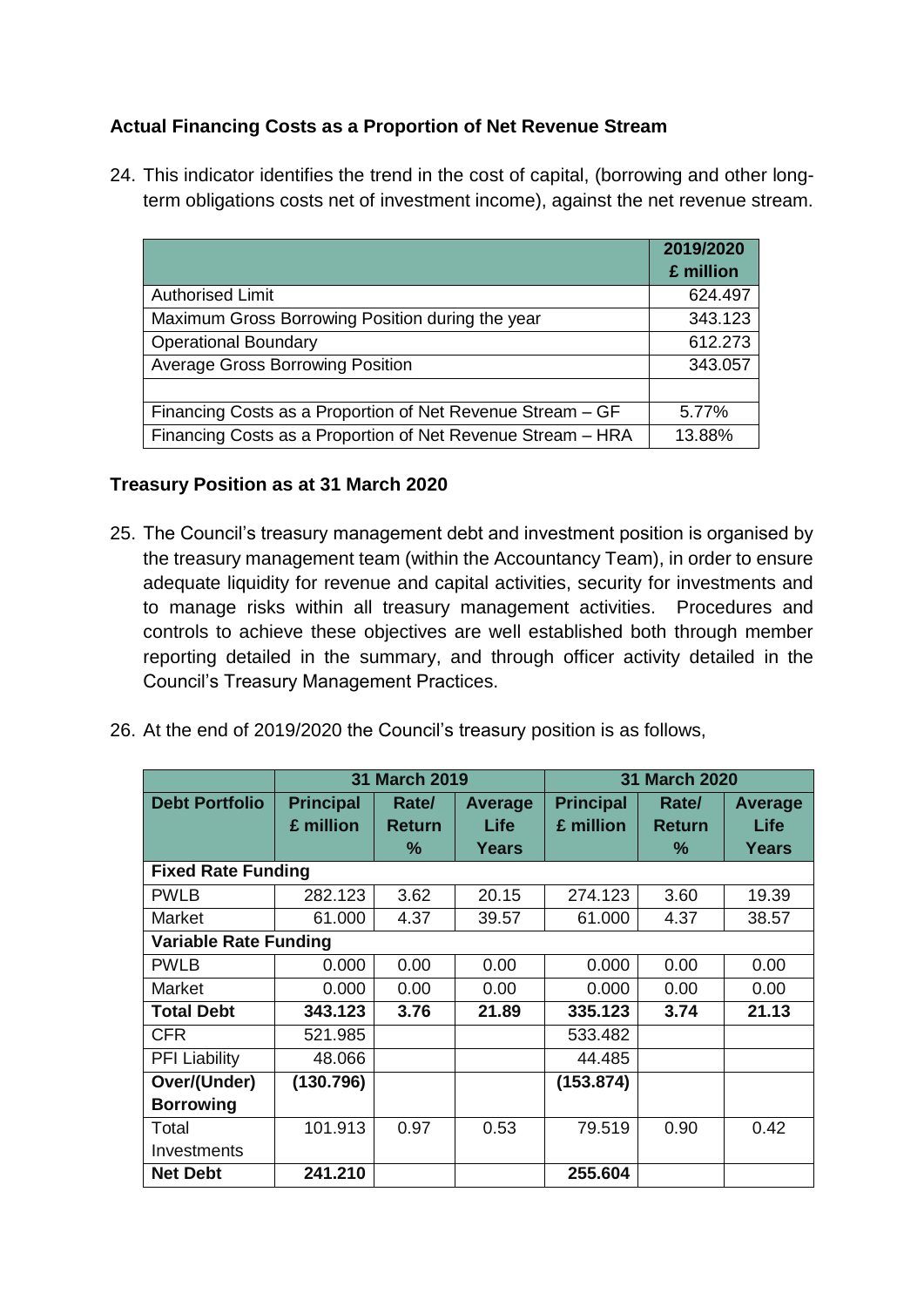**Actual Financing Costs as a Proportion of Net Revenue Stream**

24. This indicator identifies the trend in the cost of capital, (borrowing and other long-term obligations costs net of investment income), against the net revenue stream.

| | 2019/2020 £ million |
|---|---|
| Authorised Limit | 624.497 |
| Maximum Gross Borrowing Position during the year | 343.123 |
| Operational Boundary | 612.273 |
| Average Gross Borrowing Position | 343.057 |
| | |
| Financing Costs as a Proportion of Net Revenue Stream – GF | 5.77% |
| Financing Costs as a Proportion of Net Revenue Stream – HRA | 13.88% |

**Treasury Position as at 31 March 2020**

25. The Council's treasury management debt and investment position is organised by the treasury management team (within the Accountancy Team), in order to ensure adequate liquidity for revenue and capital activities, security for investments and to manage risks within all treasury management activities. Procedures and controls to achieve these objectives are well established both through member reporting detailed in the summary, and through officer activity detailed in the Council's Treasury Management Practices.

26. At the end of 2019/2020 the Council's treasury position is as follows,

| | 31 March 2019 | | | 31 March 2020 | | |
|---|---|---|---|---|---|---|
| **Debt Portfolio** | **Principal £ million** | **Rate/ Return %** | **Average Life Years** | **Principal £ million** | **Rate/ Return %** | **Average Life Years** |
| **Fixed Rate Funding** | | | | | | |
| PWLB | 282.123 | 3.62 | 20.15 | 274.123 | 3.60 | 19.39 |
| Market | 61.000 | 4.37 | 39.57 | 61.000 | 4.37 | 38.57 |
| **Variable Rate Funding** | | | | | | |
| PWLB | 0.000 | 0.00 | 0.00 | 0.000 | 0.00 | 0.00 |
| Market | 0.000 | 0.00 | 0.00 | 0.000 | 0.00 | 0.00 |
| **Total Debt** | **343.123** | **3.76** | **21.89** | **335.123** | **3.74** | **21.13** |
| CFR | 521.985 | | | 533.482 | | |
| PFI Liability | 48.066 | | | 44.485 | | |
| **Over/(Under) Borrowing** | **(130.796)** | | | **(153.874)** | | |
| Total Investments | 101.913 | 0.97 | 0.53 | 79.519 | 0.90 | 0.42 |
| **Net Debt** | **241.210** | | | **255.604** | | |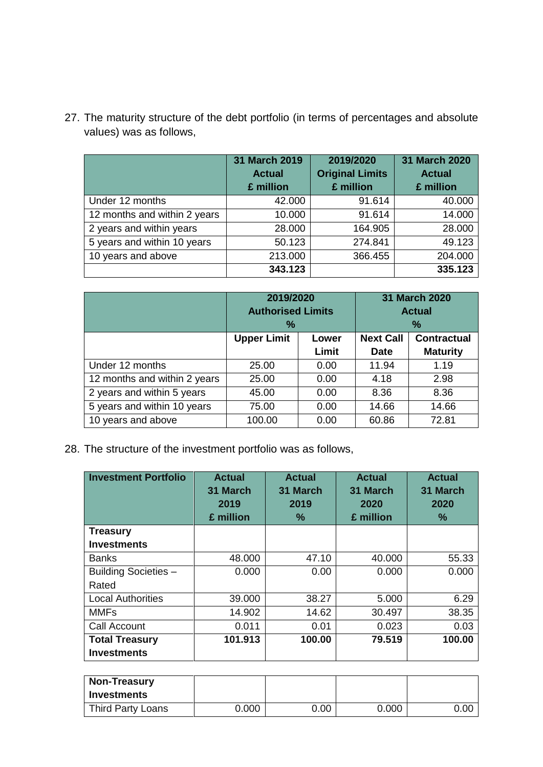27. The maturity structure of the debt portfolio (in terms of percentages and absolute values) was as follows,

| | 31 March 2019 Actual £ million | 2019/2020 Original Limits £ million | 31 March 2020 Actual £ million |
|---|---|---|---|
| Under 12 months | 42.000 | 91.614 | 40.000 |
| 12 months and within 2 years | 10.000 | 91.614 | 14.000 |
| 2 years and within years | 28.000 | 164.905 | 28.000 |
| 5 years and within 10 years | 50.123 | 274.841 | 49.123 |
| 10 years and above | 213.000 | 366.455 | 204.000 |
| | **343.123** | | **335.123** |

| | 2019/2020 Authorised Limits % | | 31 March 2020 Actual % | |
|---|---|---|---|---|
| | **Upper Limit** | **Lower Limit** | **Next Call Date** | **Contractual Maturity** |
| Under 12 months | 25.00 | 0.00 | 11.94 | 1.19 |
| 12 months and within 2 years | 25.00 | 0.00 | 4.18 | 2.98 |
| 2 years and within 5 years | 45.00 | 0.00 | 8.36 | 8.36 |
| 5 years and within 10 years | 75.00 | 0.00 | 14.66 | 14.66 |
| 10 years and above | 100.00 | 0.00 | 60.86 | 72.81 |

28. The structure of the investment portfolio was as follows,

| Investment Portfolio | Actual 31 March 2019 £ million | Actual 31 March 2019 % | Actual 31 March 2020 £ million | Actual 31 March 2020 % |
|---|---|---|---|---|
| **Treasury Investments** | | | | |
| Banks | 48.000 | 47.10 | 40.000 | 55.33 |
| Building Societies – Rated | 0.000 | 0.00 | 0.000 | 0.000 |
| Local Authorities | 39.000 | 38.27 | 5.000 | 6.29 |
| MMFs | 14.902 | 14.62 | 30.497 | 38.35 |
| Call Account | 0.011 | 0.01 | 0.023 | 0.03 |
| **Total Treasury Investments** | **101.913** | **100.00** | **79.519** | **100.00** |

| | | | | |
|---|---|---|---|---|
| **Non-Treasury Investments** | | | | |
| Third Party Loans | 0.000 | 0.00 | 0.000 | 0.00 |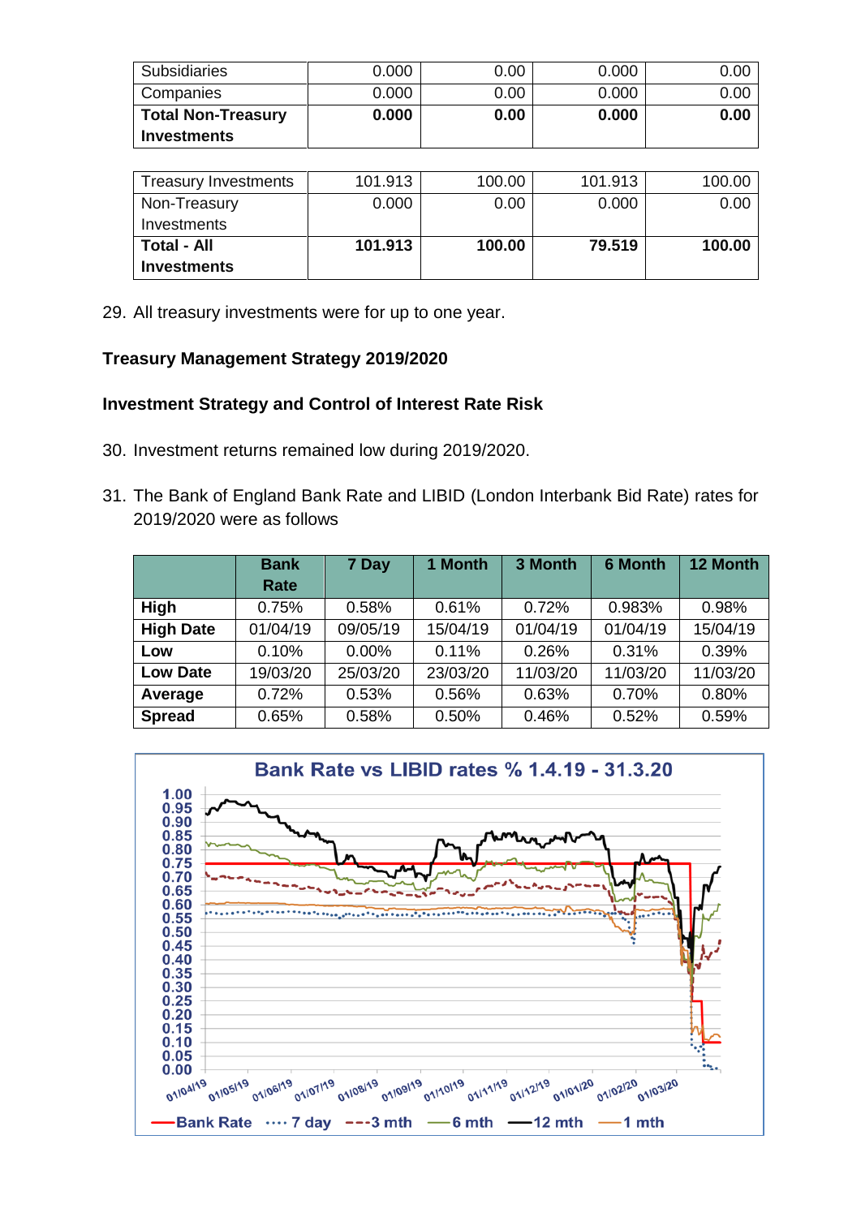| Subsidiaries | 0.000 | 0.00 | 0.000 | 0.00 |
|---|---|---|---|---|
| Companies | 0.000 | 0.00 | 0.000 | 0.00 |
| **Total Non-Treasury Investments** | **0.000** | **0.00** | **0.000** | **0.00** |

| Treasury Investments | 101.913 | 100.00 | 101.913 | 100.00 |
|---|---|---|---|---|
| Non-Treasury Investments | 0.000 | 0.00 | 0.000 | 0.00 |
| **Total - All Investments** | **101.913** | **100.00** | **79.519** | **100.00** |

29. All treasury investments were for up to one year.

**Treasury Management Strategy 2019/2020**

**Investment Strategy and Control of Interest Rate Risk**

30. Investment returns remained low during 2019/2020.

31. The Bank of England Bank Rate and LIBID (London Interbank Bid Rate) rates for 2019/2020 were as follows

| | Bank Rate | 7 Day | 1 Month | 3 Month | 6 Month | 12 Month |
|---|---|---|---|---|---|---|
| **High** | 0.75% | 0.58% | 0.61% | 0.72% | 0.983% | 0.98% |
| **High Date** | 01/04/19 | 09/05/19 | 15/04/19 | 01/04/19 | 01/04/19 | 15/04/19 |
| **Low** | 0.10% | 0.00% | 0.11% | 0.26% | 0.31% | 0.39% |
| **Low Date** | 19/03/20 | 25/03/20 | 23/03/20 | 11/03/20 | 11/03/20 | 11/03/20 |
| **Average** | 0.72% | 0.53% | 0.56% | 0.63% | 0.70% | 0.80% |
| **Spread** | 0.65% | 0.58% | 0.50% | 0.46% | 0.52% | 0.59% |

**Bank Rate vs LIBID rates % 1.4.19 - 31.3.20**

Bank Rate · 7 day · 3 mth · 6 mth · 12 mth · 1 mth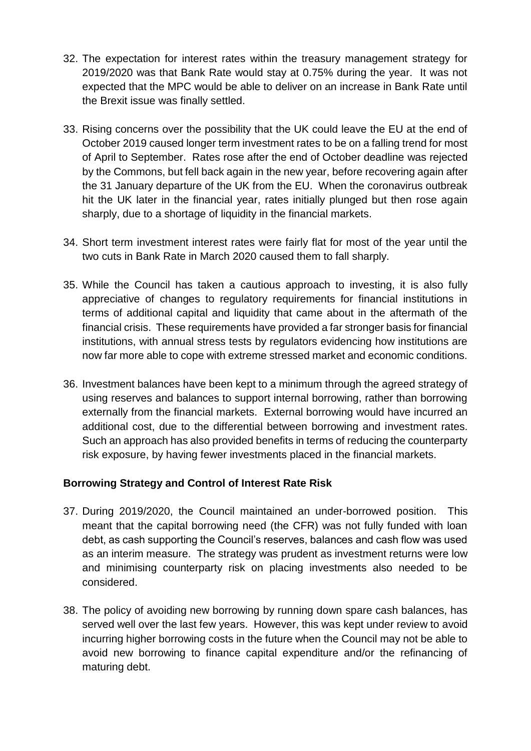32. The expectation for interest rates within the treasury management strategy for 2019/2020 was that Bank Rate would stay at 0.75% during the year. It was not expected that the MPC would be able to deliver on an increase in Bank Rate until the Brexit issue was finally settled.

33. Rising concerns over the possibility that the UK could leave the EU at the end of October 2019 caused longer term investment rates to be on a falling trend for most of April to September. Rates rose after the end of October deadline was rejected by the Commons, but fell back again in the new year, before recovering again after the 31 January departure of the UK from the EU. When the coronavirus outbreak hit the UK later in the financial year, rates initially plunged but then rose again sharply, due to a shortage of liquidity in the financial markets.

34. Short term investment interest rates were fairly flat for most of the year until the two cuts in Bank Rate in March 2020 caused them to fall sharply.

35. While the Council has taken a cautious approach to investing, it is also fully appreciative of changes to regulatory requirements for financial institutions in terms of additional capital and liquidity that came about in the aftermath of the financial crisis. These requirements have provided a far stronger basis for financial institutions, with annual stress tests by regulators evidencing how institutions are now far more able to cope with extreme stressed market and economic conditions.

36. Investment balances have been kept to a minimum through the agreed strategy of using reserves and balances to support internal borrowing, rather than borrowing externally from the financial markets. External borrowing would have incurred an additional cost, due to the differential between borrowing and investment rates. Such an approach has also provided benefits in terms of reducing the counterparty risk exposure, by having fewer investments placed in the financial markets.

**Borrowing Strategy and Control of Interest Rate Risk**

37. During 2019/2020, the Council maintained an under-borrowed position. This meant that the capital borrowing need (the CFR) was not fully funded with loan debt, as cash supporting the Council's reserves, balances and cash flow was used as an interim measure. The strategy was prudent as investment returns were low and minimising counterparty risk on placing investments also needed to be considered.

38. The policy of avoiding new borrowing by running down spare cash balances, has served well over the last few years. However, this was kept under review to avoid incurring higher borrowing costs in the future when the Council may not be able to avoid new borrowing to finance capital expenditure and/or the refinancing of maturing debt.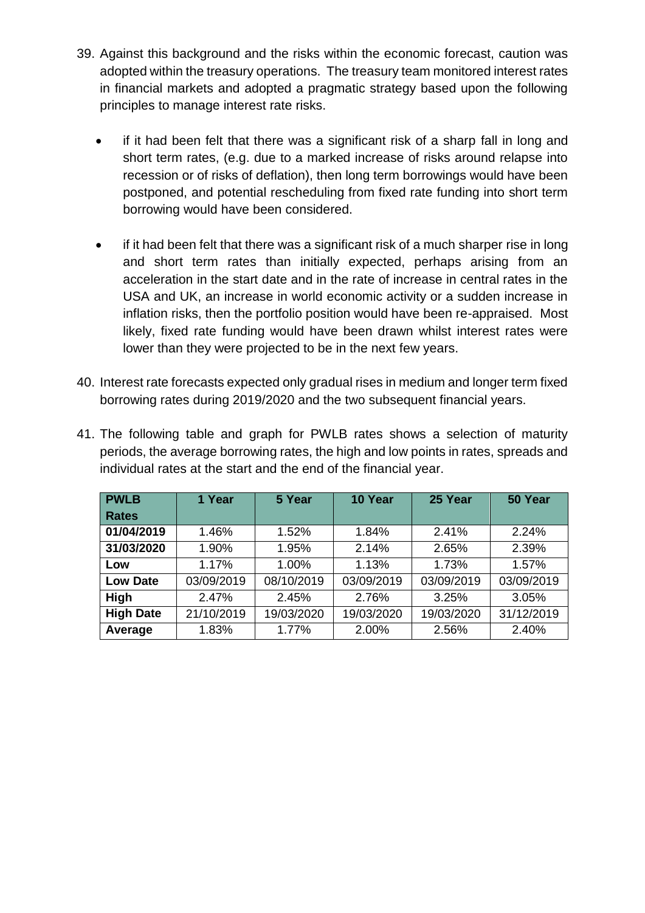39. Against this background and the risks within the economic forecast, caution was adopted within the treasury operations. The treasury team monitored interest rates in financial markets and adopted a pragmatic strategy based upon the following principles to manage interest rate risks.

    - if it had been felt that there was a significant risk of a sharp fall in long and short term rates, (e.g. due to a marked increase of risks around relapse into recession or of risks of deflation), then long term borrowings would have been postponed, and potential rescheduling from fixed rate funding into short term borrowing would have been considered.

    - if it had been felt that there was a significant risk of a much sharper rise in long and short term rates than initially expected, perhaps arising from an acceleration in the start date and in the rate of increase in central rates in the USA and UK, an increase in world economic activity or a sudden increase in inflation risks, then the portfolio position would have been re-appraised. Most likely, fixed rate funding would have been drawn whilst interest rates were lower than they were projected to be in the next few years.

40. Interest rate forecasts expected only gradual rises in medium and longer term fixed borrowing rates during 2019/2020 and the two subsequent financial years.

41. The following table and graph for PWLB rates shows a selection of maturity periods, the average borrowing rates, the high and low points in rates, spreads and individual rates at the start and the end of the financial year.

| PWLB Rates | 1 Year | 5 Year | 10 Year | 25 Year | 50 Year |
|---|---|---|---|---|---|
| **01/04/2019** | 1.46% | 1.52% | 1.84% | 2.41% | 2.24% |
| **31/03/2020** | 1.90% | 1.95% | 2.14% | 2.65% | 2.39% |
| **Low** | 1.17% | 1.00% | 1.13% | 1.73% | 1.57% |
| **Low Date** | 03/09/2019 | 08/10/2019 | 03/09/2019 | 03/09/2019 | 03/09/2019 |
| **High** | 2.47% | 2.45% | 2.76% | 3.25% | 3.05% |
| **High Date** | 21/10/2019 | 19/03/2020 | 19/03/2020 | 19/03/2020 | 31/12/2019 |
| **Average** | 1.83% | 1.77% | 2.00% | 2.56% | 2.40% |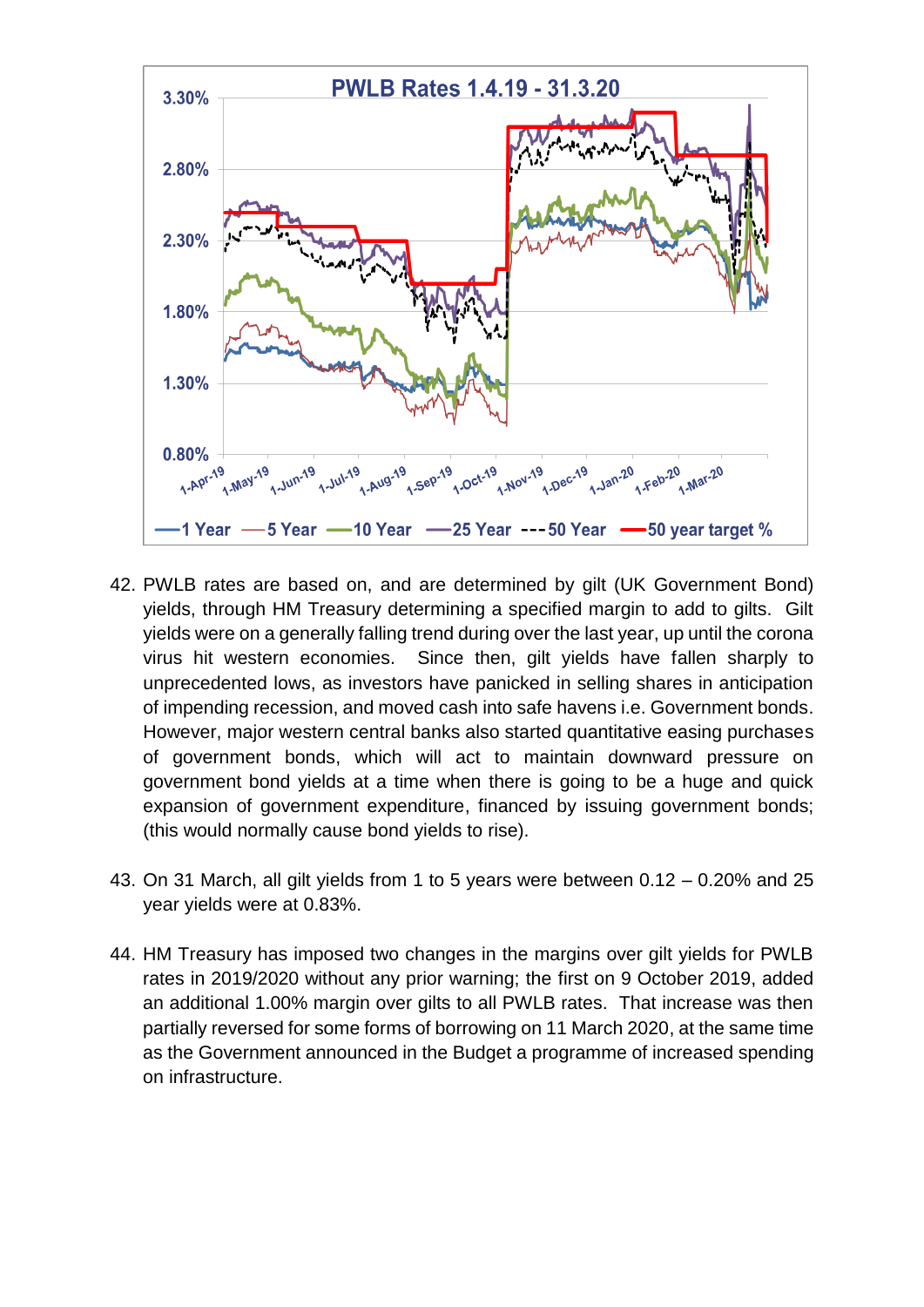42. PWLB rates are based on, and are determined by gilt (UK Government Bond) yields, through HM Treasury determining a specified margin to add to gilts. Gilt yields were on a generally falling trend during over the last year, up until the corona virus hit western economies. Since then, gilt yields have fallen sharply to unprecedented lows, as investors have panicked in selling shares in anticipation of impending recession, and moved cash into safe havens i.e. Government bonds. However, major western central banks also started quantitative easing purchases of government bonds, which will act to maintain downward pressure on government bond yields at a time when there is going to be a huge and quick expansion of government expenditure, financed by issuing government bonds; (this would normally cause bond yields to rise).

43. On 31 March, all gilt yields from 1 to 5 years were between 0.12 – 0.20% and 25 year yields were at 0.83%.

44. HM Treasury has imposed two changes in the margins over gilt yields for PWLB rates in 2019/2020 without any prior warning; the first on 9 October 2019, added an additional 1.00% margin over gilts to all PWLB rates. That increase was then partially reversed for some forms of borrowing on 11 March 2020, at the same time as the Government announced in the Budget a programme of increased spending on infrastructure.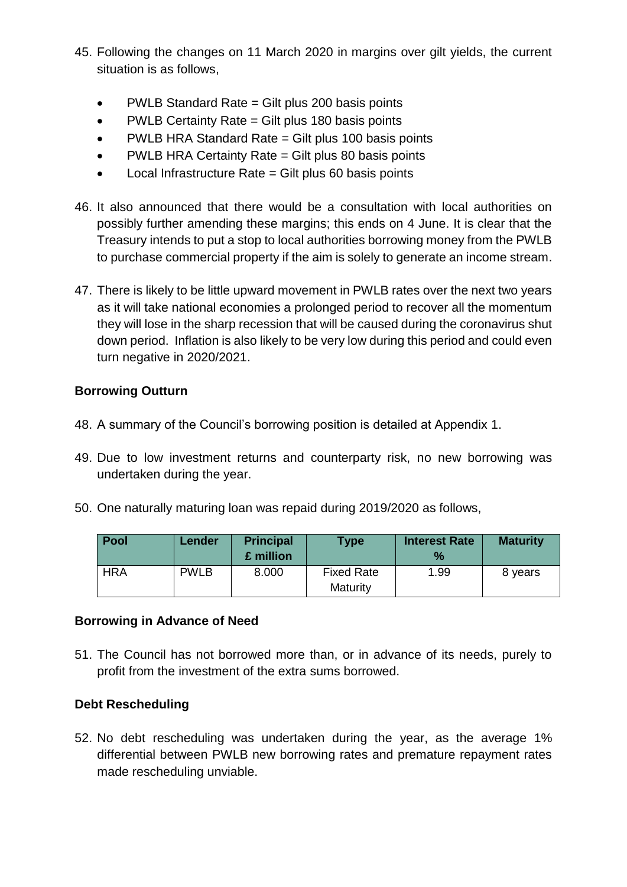45. Following the changes on 11 March 2020 in margins over gilt yields, the current situation is as follows,

    - PWLB Standard Rate = Gilt plus 200 basis points
    - PWLB Certainty Rate = Gilt plus 180 basis points
    - PWLB HRA Standard Rate = Gilt plus 100 basis points
    - PWLB HRA Certainty Rate = Gilt plus 80 basis points
    - Local Infrastructure Rate = Gilt plus 60 basis points

46. It also announced that there would be a consultation with local authorities on possibly further amending these margins; this ends on 4 June. It is clear that the Treasury intends to put a stop to local authorities borrowing money from the PWLB to purchase commercial property if the aim is solely to generate an income stream.

47. There is likely to be little upward movement in PWLB rates over the next two years as it will take national economies a prolonged period to recover all the momentum they will lose in the sharp recession that will be caused during the coronavirus shut down period. Inflation is also likely to be very low during this period and could even turn negative in 2020/2021.

**Borrowing Outturn**

48. A summary of the Council's borrowing position is detailed at Appendix 1.

49. Due to low investment returns and counterparty risk, no new borrowing was undertaken during the year.

50. One naturally maturing loan was repaid during 2019/2020 as follows,

| Pool | Lender | Principal £ million | Type | Interest Rate % | Maturity |
|---|---|---|---|---|---|
| HRA | PWLB | 8.000 | Fixed Rate Maturity | 1.99 | 8 years |

**Borrowing in Advance of Need**

51. The Council has not borrowed more than, or in advance of its needs, purely to profit from the investment of the extra sums borrowed.

**Debt Rescheduling**

52. No debt rescheduling was undertaken during the year, as the average 1% differential between PWLB new borrowing rates and premature repayment rates made rescheduling unviable.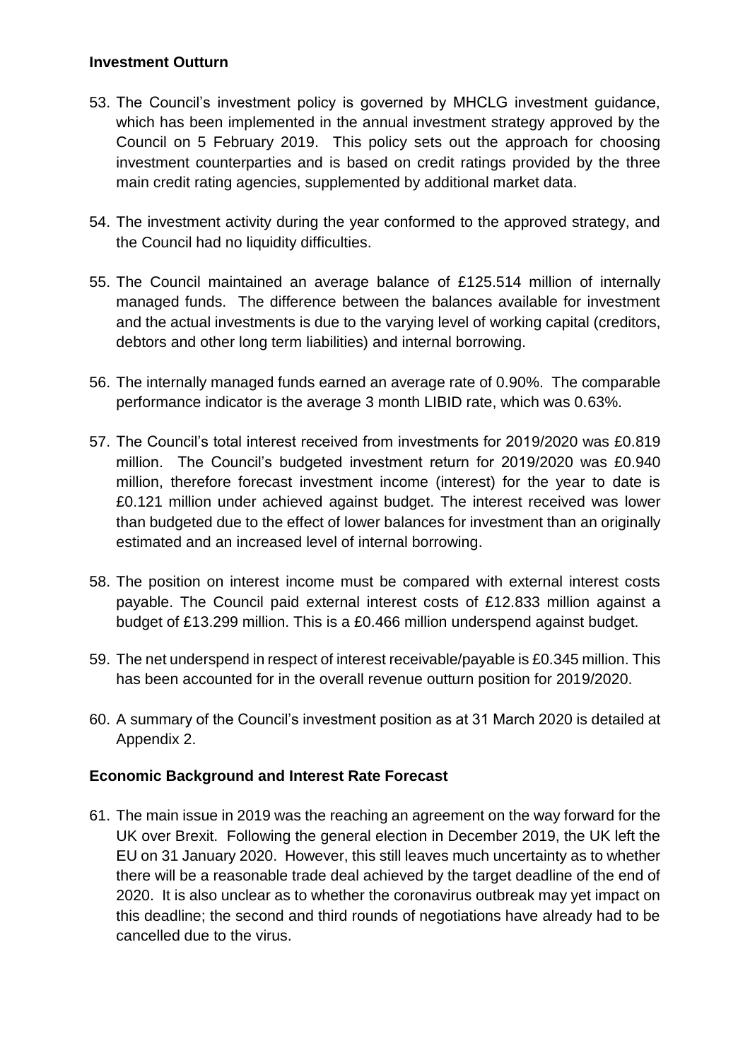## Investment Outturn

53. The Council's investment policy is governed by MHCLG investment guidance, which has been implemented in the annual investment strategy approved by the Council on 5 February 2019. This policy sets out the approach for choosing investment counterparties and is based on credit ratings provided by the three main credit rating agencies, supplemented by additional market data.

54. The investment activity during the year conformed to the approved strategy, and the Council had no liquidity difficulties.

55. The Council maintained an average balance of £125.514 million of internally managed funds. The difference between the balances available for investment and the actual investments is due to the varying level of working capital (creditors, debtors and other long term liabilities) and internal borrowing.

56. The internally managed funds earned an average rate of 0.90%. The comparable performance indicator is the average 3 month LIBID rate, which was 0.63%.

57. The Council's total interest received from investments for 2019/2020 was £0.819 million. The Council's budgeted investment return for 2019/2020 was £0.940 million, therefore forecast investment income (interest) for the year to date is £0.121 million under achieved against budget. The interest received was lower than budgeted due to the effect of lower balances for investment than an originally estimated and an increased level of internal borrowing.

58. The position on interest income must be compared with external interest costs payable. The Council paid external interest costs of £12.833 million against a budget of £13.299 million. This is a £0.466 million underspend against budget.

59. The net underspend in respect of interest receivable/payable is £0.345 million. This has been accounted for in the overall revenue outturn position for 2019/2020.

60. A summary of the Council's investment position as at 31 March 2020 is detailed at Appendix 2.

## Economic Background and Interest Rate Forecast

61. The main issue in 2019 was the reaching an agreement on the way forward for the UK over Brexit. Following the general election in December 2019, the UK left the EU on 31 January 2020. However, this still leaves much uncertainty as to whether there will be a reasonable trade deal achieved by the target deadline of the end of 2020. It is also unclear as to whether the coronavirus outbreak may yet impact on this deadline; the second and third rounds of negotiations have already had to be cancelled due to the virus.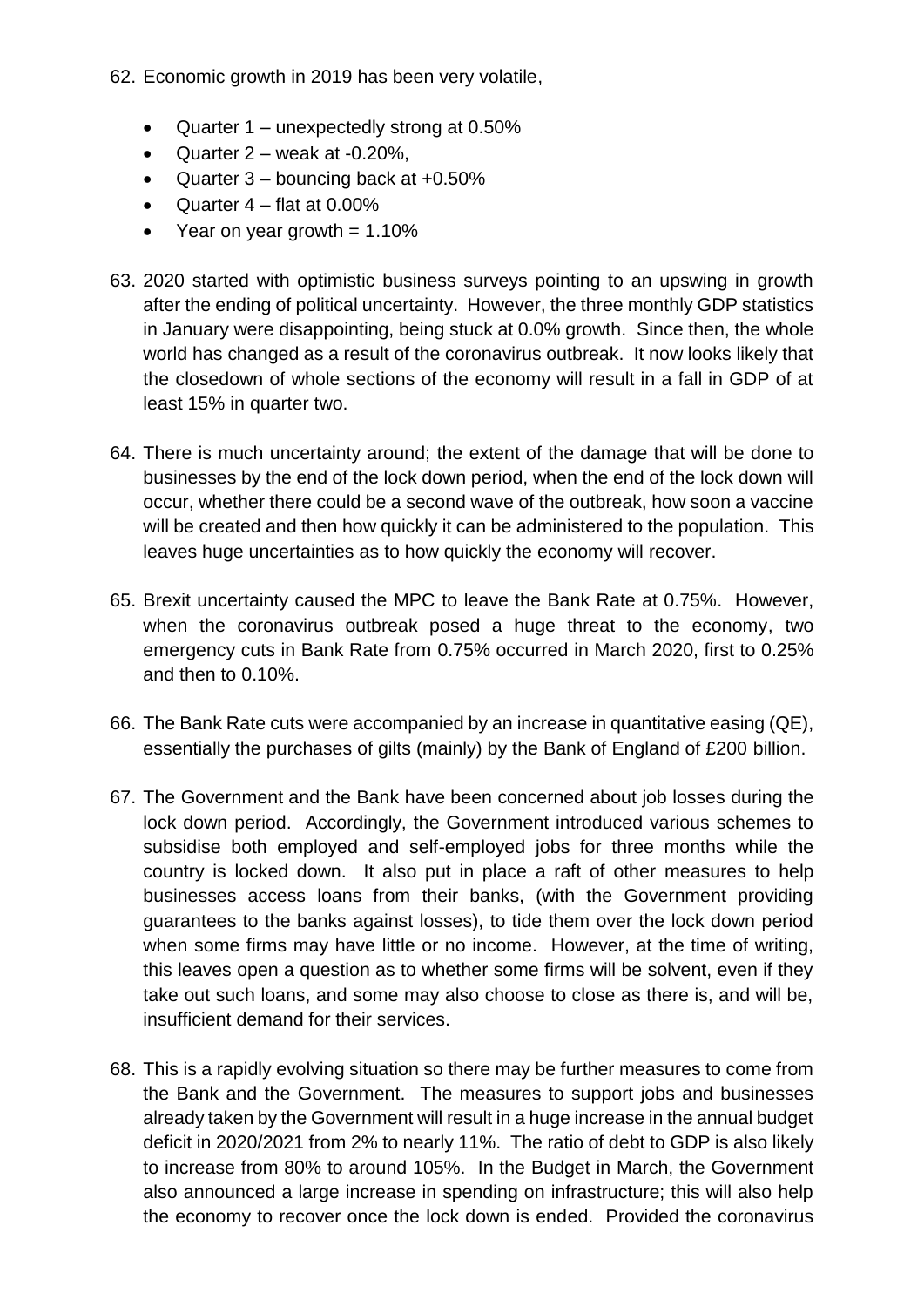62. Economic growth in 2019 has been very volatile,

    - Quarter 1 – unexpectedly strong at 0.50%
    - Quarter 2 – weak at -0.20%,
    - Quarter 3 – bouncing back at +0.50%
    - Quarter 4 – flat at 0.00%
    - Year on year growth = 1.10%

63. 2020 started with optimistic business surveys pointing to an upswing in growth after the ending of political uncertainty. However, the three monthly GDP statistics in January were disappointing, being stuck at 0.0% growth. Since then, the whole world has changed as a result of the coronavirus outbreak. It now looks likely that the closedown of whole sections of the economy will result in a fall in GDP of at least 15% in quarter two.

64. There is much uncertainty around; the extent of the damage that will be done to businesses by the end of the lock down period, when the end of the lock down will occur, whether there could be a second wave of the outbreak, how soon a vaccine will be created and then how quickly it can be administered to the population. This leaves huge uncertainties as to how quickly the economy will recover.

65. Brexit uncertainty caused the MPC to leave the Bank Rate at 0.75%. However, when the coronavirus outbreak posed a huge threat to the economy, two emergency cuts in Bank Rate from 0.75% occurred in March 2020, first to 0.25% and then to 0.10%.

66. The Bank Rate cuts were accompanied by an increase in quantitative easing (QE), essentially the purchases of gilts (mainly) by the Bank of England of £200 billion.

67. The Government and the Bank have been concerned about job losses during the lock down period. Accordingly, the Government introduced various schemes to subsidise both employed and self-employed jobs for three months while the country is locked down. It also put in place a raft of other measures to help businesses access loans from their banks, (with the Government providing guarantees to the banks against losses), to tide them over the lock down period when some firms may have little or no income. However, at the time of writing, this leaves open a question as to whether some firms will be solvent, even if they take out such loans, and some may also choose to close as there is, and will be, insufficient demand for their services.

68. This is a rapidly evolving situation so there may be further measures to come from the Bank and the Government. The measures to support jobs and businesses already taken by the Government will result in a huge increase in the annual budget deficit in 2020/2021 from 2% to nearly 11%. The ratio of debt to GDP is also likely to increase from 80% to around 105%. In the Budget in March, the Government also announced a large increase in spending on infrastructure; this will also help the economy to recover once the lock down is ended. Provided the coronavirus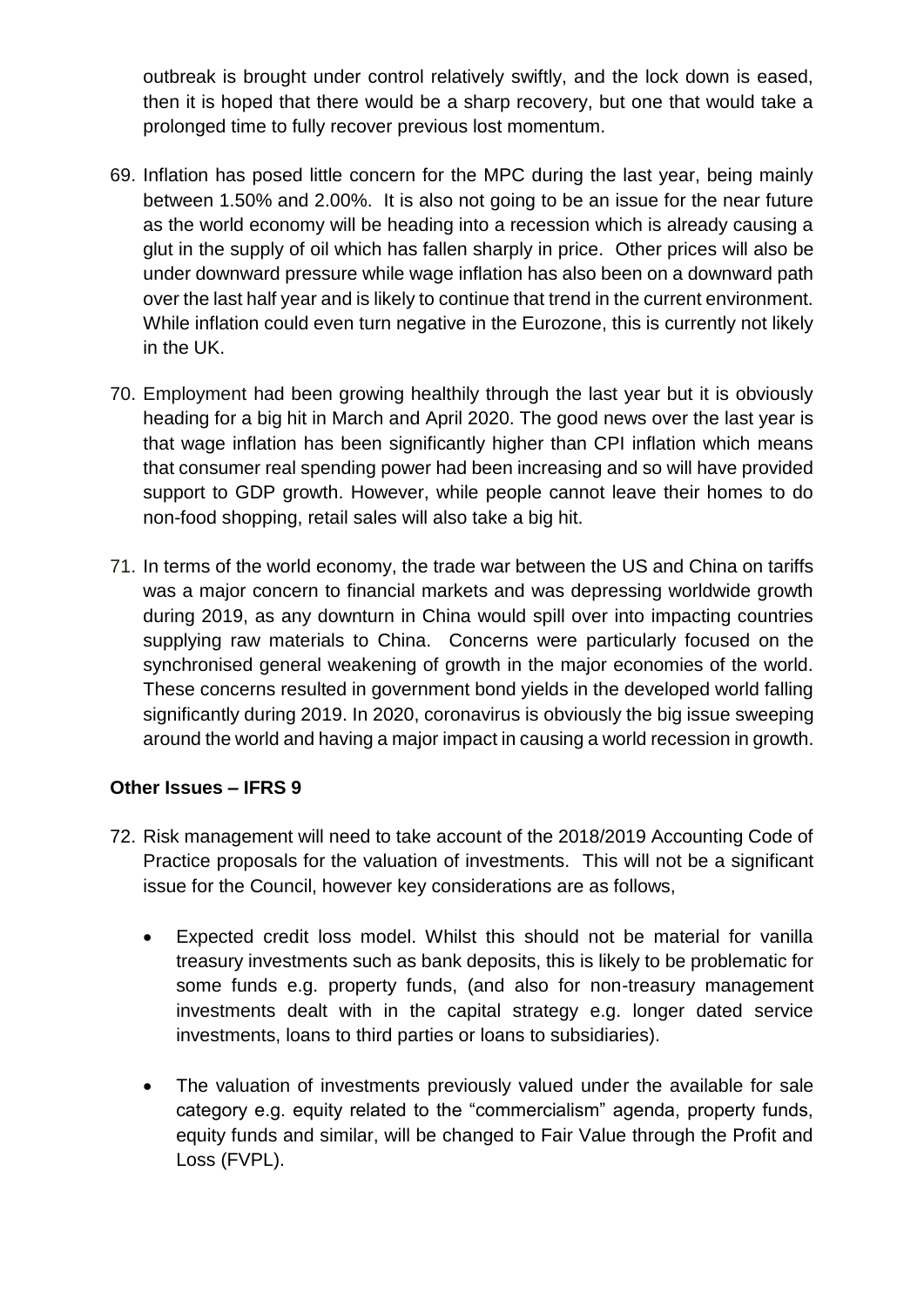outbreak is brought under control relatively swiftly, and the lock down is eased, then it is hoped that there would be a sharp recovery, but one that would take a prolonged time to fully recover previous lost momentum.

69. Inflation has posed little concern for the MPC during the last year, being mainly between 1.50% and 2.00%. It is also not going to be an issue for the near future as the world economy will be heading into a recession which is already causing a glut in the supply of oil which has fallen sharply in price. Other prices will also be under downward pressure while wage inflation has also been on a downward path over the last half year and is likely to continue that trend in the current environment. While inflation could even turn negative in the Eurozone, this is currently not likely in the UK.

70. Employment had been growing healthily through the last year but it is obviously heading for a big hit in March and April 2020. The good news over the last year is that wage inflation has been significantly higher than CPI inflation which means that consumer real spending power had been increasing and so will have provided support to GDP growth. However, while people cannot leave their homes to do non-food shopping, retail sales will also take a big hit.

71. In terms of the world economy, the trade war between the US and China on tariffs was a major concern to financial markets and was depressing worldwide growth during 2019, as any downturn in China would spill over into impacting countries supplying raw materials to China. Concerns were particularly focused on the synchronised general weakening of growth in the major economies of the world. These concerns resulted in government bond yields in the developed world falling significantly during 2019. In 2020, coronavirus is obviously the big issue sweeping around the world and having a major impact in causing a world recession in growth.

**Other Issues – IFRS 9**

72. Risk management will need to take account of the 2018/2019 Accounting Code of Practice proposals for the valuation of investments. This will not be a significant issue for the Council, however key considerations are as follows,

    - Expected credit loss model. Whilst this should not be material for vanilla treasury investments such as bank deposits, this is likely to be problematic for some funds e.g. property funds, (and also for non-treasury management investments dealt with in the capital strategy e.g. longer dated service investments, loans to third parties or loans to subsidiaries).

    - The valuation of investments previously valued under the available for sale category e.g. equity related to the "commercialism" agenda, property funds, equity funds and similar, will be changed to Fair Value through the Profit and Loss (FVPL).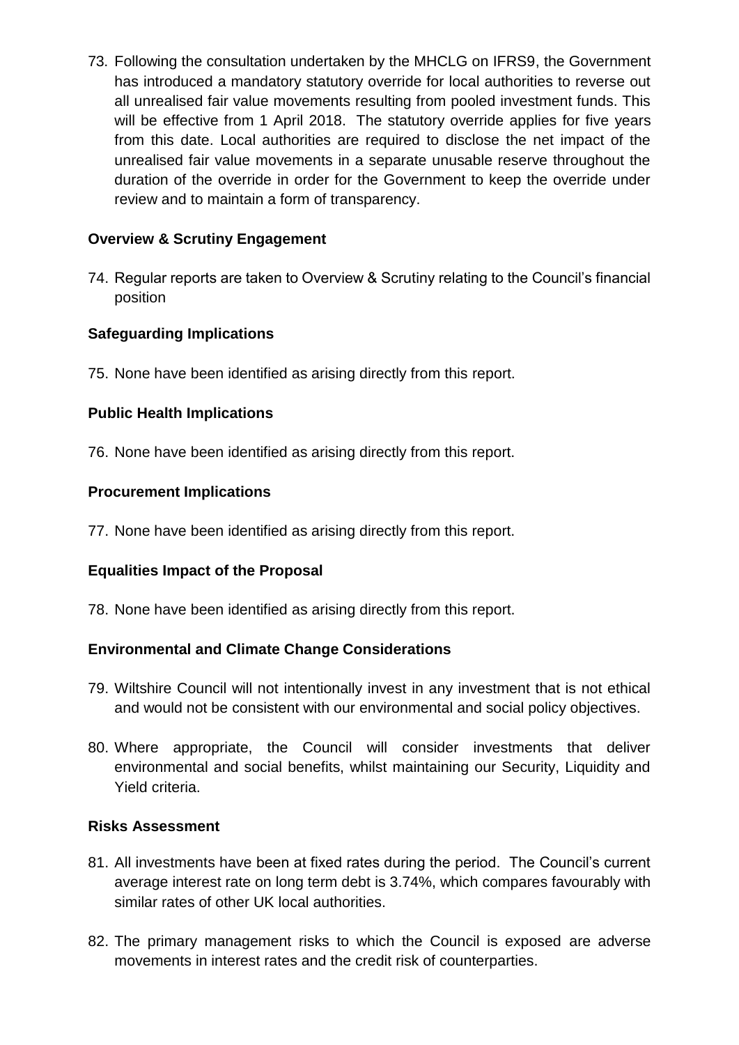73. Following the consultation undertaken by the MHCLG on IFRS9, the Government has introduced a mandatory statutory override for local authorities to reverse out all unrealised fair value movements resulting from pooled investment funds. This will be effective from 1 April 2018. The statutory override applies for five years from this date. Local authorities are required to disclose the net impact of the unrealised fair value movements in a separate unusable reserve throughout the duration of the override in order for the Government to keep the override under review and to maintain a form of transparency.

**Overview & Scrutiny Engagement**

74. Regular reports are taken to Overview & Scrutiny relating to the Council's financial position

**Safeguarding Implications**

75. None have been identified as arising directly from this report.

**Public Health Implications**

76. None have been identified as arising directly from this report.

**Procurement Implications**

77. None have been identified as arising directly from this report.

**Equalities Impact of the Proposal**

78. None have been identified as arising directly from this report.

**Environmental and Climate Change Considerations**

79. Wiltshire Council will not intentionally invest in any investment that is not ethical and would not be consistent with our environmental and social policy objectives.

80. Where appropriate, the Council will consider investments that deliver environmental and social benefits, whilst maintaining our Security, Liquidity and Yield criteria.

**Risks Assessment**

81. All investments have been at fixed rates during the period. The Council's current average interest rate on long term debt is 3.74%, which compares favourably with similar rates of other UK local authorities.

82. The primary management risks to which the Council is exposed are adverse movements in interest rates and the credit risk of counterparties.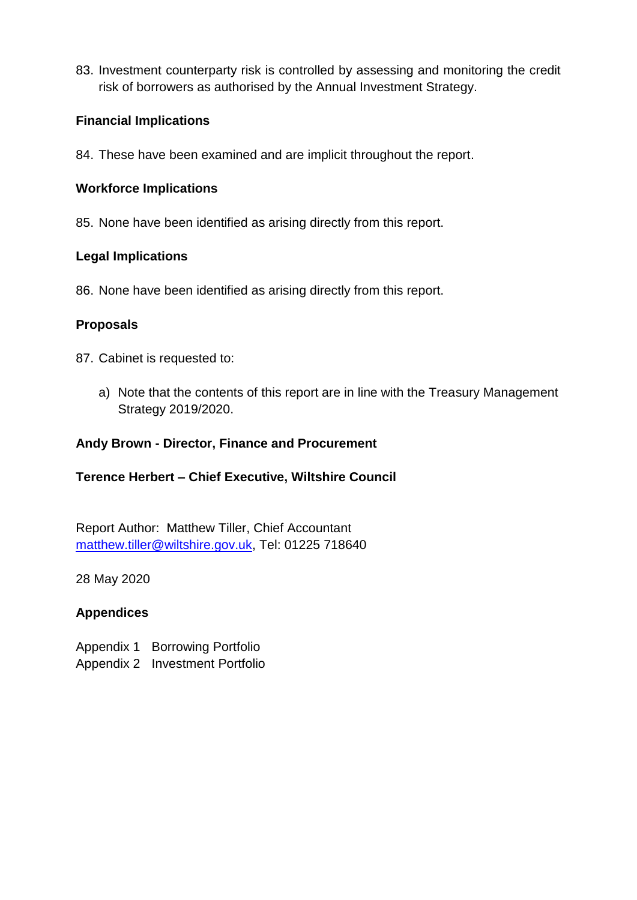83. Investment counterparty risk is controlled by assessing and monitoring the credit risk of borrowers as authorised by the Annual Investment Strategy.

**Financial Implications**

84. These have been examined and are implicit throughout the report.

**Workforce Implications**

85. None have been identified as arising directly from this report.

**Legal Implications**

86. None have been identified as arising directly from this report.

**Proposals**

87. Cabinet is requested to:

    a) Note that the contents of this report are in line with the Treasury Management Strategy 2019/2020.

**Andy Brown - Director, Finance and Procurement**

**Terence Herbert – Chief Executive, Wiltshire Council**

Report Author: Matthew Tiller, Chief Accountant
matthew.tiller@wiltshire.gov.uk, Tel: 01225 718640

28 May 2020

**Appendices**

Appendix 1 Borrowing Portfolio
Appendix 2 Investment Portfolio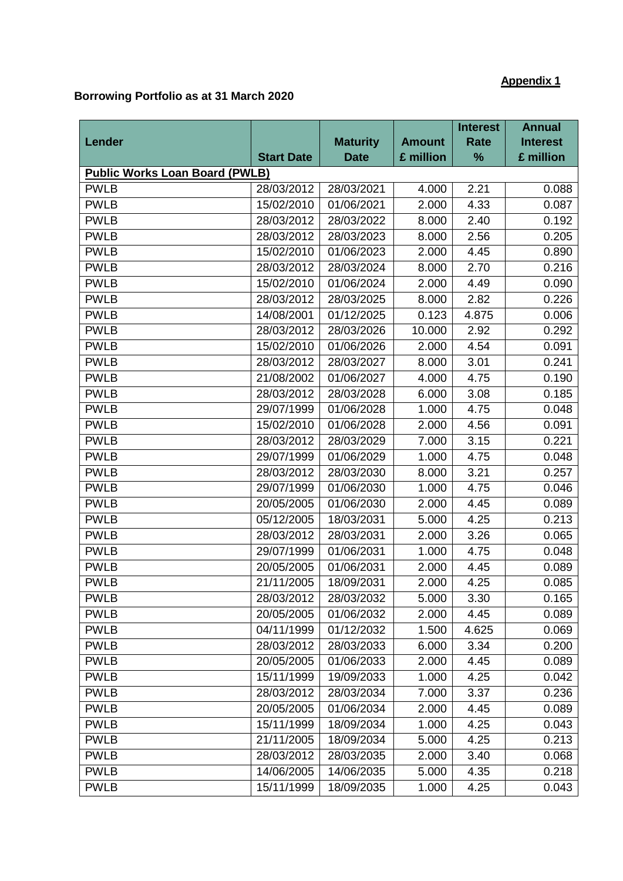**Appendix 1**

**Borrowing Portfolio as at 31 March 2020**

| Lender | Start Date | Maturity Date | Amount £ million | Interest Rate % | Annual Interest £ million |
|---|---|---|---|---|---|
| **Public Works Loan Board (PWLB)** | | | | | |
| PWLB | 28/03/2012 | 28/03/2021 | 4.000 | 2.21 | 0.088 |
| PWLB | 15/02/2010 | 01/06/2021 | 2.000 | 4.33 | 0.087 |
| PWLB | 28/03/2012 | 28/03/2022 | 8.000 | 2.40 | 0.192 |
| PWLB | 28/03/2012 | 28/03/2023 | 8.000 | 2.56 | 0.205 |
| PWLB | 15/02/2010 | 01/06/2023 | 2.000 | 4.45 | 0.890 |
| PWLB | 28/03/2012 | 28/03/2024 | 8.000 | 2.70 | 0.216 |
| PWLB | 15/02/2010 | 01/06/2024 | 2.000 | 4.49 | 0.090 |
| PWLB | 28/03/2012 | 28/03/2025 | 8.000 | 2.82 | 0.226 |
| PWLB | 14/08/2001 | 01/12/2025 | 0.123 | 4.875 | 0.006 |
| PWLB | 28/03/2012 | 28/03/2026 | 10.000 | 2.92 | 0.292 |
| PWLB | 15/02/2010 | 01/06/2026 | 2.000 | 4.54 | 0.091 |
| PWLB | 28/03/2012 | 28/03/2027 | 8.000 | 3.01 | 0.241 |
| PWLB | 21/08/2002 | 01/06/2027 | 4.000 | 4.75 | 0.190 |
| PWLB | 28/03/2012 | 28/03/2028 | 6.000 | 3.08 | 0.185 |
| PWLB | 29/07/1999 | 01/06/2028 | 1.000 | 4.75 | 0.048 |
| PWLB | 15/02/2010 | 01/06/2028 | 2.000 | 4.56 | 0.091 |
| PWLB | 28/03/2012 | 28/03/2029 | 7.000 | 3.15 | 0.221 |
| PWLB | 29/07/1999 | 01/06/2029 | 1.000 | 4.75 | 0.048 |
| PWLB | 28/03/2012 | 28/03/2030 | 8.000 | 3.21 | 0.257 |
| PWLB | 29/07/1999 | 01/06/2030 | 1.000 | 4.75 | 0.046 |
| PWLB | 20/05/2005 | 01/06/2030 | 2.000 | 4.45 | 0.089 |
| PWLB | 05/12/2005 | 18/03/2031 | 5.000 | 4.25 | 0.213 |
| PWLB | 28/03/2012 | 28/03/2031 | 2.000 | 3.26 | 0.065 |
| PWLB | 29/07/1999 | 01/06/2031 | 1.000 | 4.75 | 0.048 |
| PWLB | 20/05/2005 | 01/06/2031 | 2.000 | 4.45 | 0.089 |
| PWLB | 21/11/2005 | 18/09/2031 | 2.000 | 4.25 | 0.085 |
| PWLB | 28/03/2012 | 28/03/2032 | 5.000 | 3.30 | 0.165 |
| PWLB | 20/05/2005 | 01/06/2032 | 2.000 | 4.45 | 0.089 |
| PWLB | 04/11/1999 | 01/12/2032 | 1.500 | 4.625 | 0.069 |
| PWLB | 28/03/2012 | 28/03/2033 | 6.000 | 3.34 | 0.200 |
| PWLB | 20/05/2005 | 01/06/2033 | 2.000 | 4.45 | 0.089 |
| PWLB | 15/11/1999 | 19/09/2033 | 1.000 | 4.25 | 0.042 |
| PWLB | 28/03/2012 | 28/03/2034 | 7.000 | 3.37 | 0.236 |
| PWLB | 20/05/2005 | 01/06/2034 | 2.000 | 4.45 | 0.089 |
| PWLB | 15/11/1999 | 18/09/2034 | 1.000 | 4.25 | 0.043 |
| PWLB | 21/11/2005 | 18/09/2034 | 5.000 | 4.25 | 0.213 |
| PWLB | 28/03/2012 | 28/03/2035 | 2.000 | 3.40 | 0.068 |
| PWLB | 14/06/2005 | 14/06/2035 | 5.000 | 4.35 | 0.218 |
| PWLB | 15/11/1999 | 18/09/2035 | 1.000 | 4.25 | 0.043 |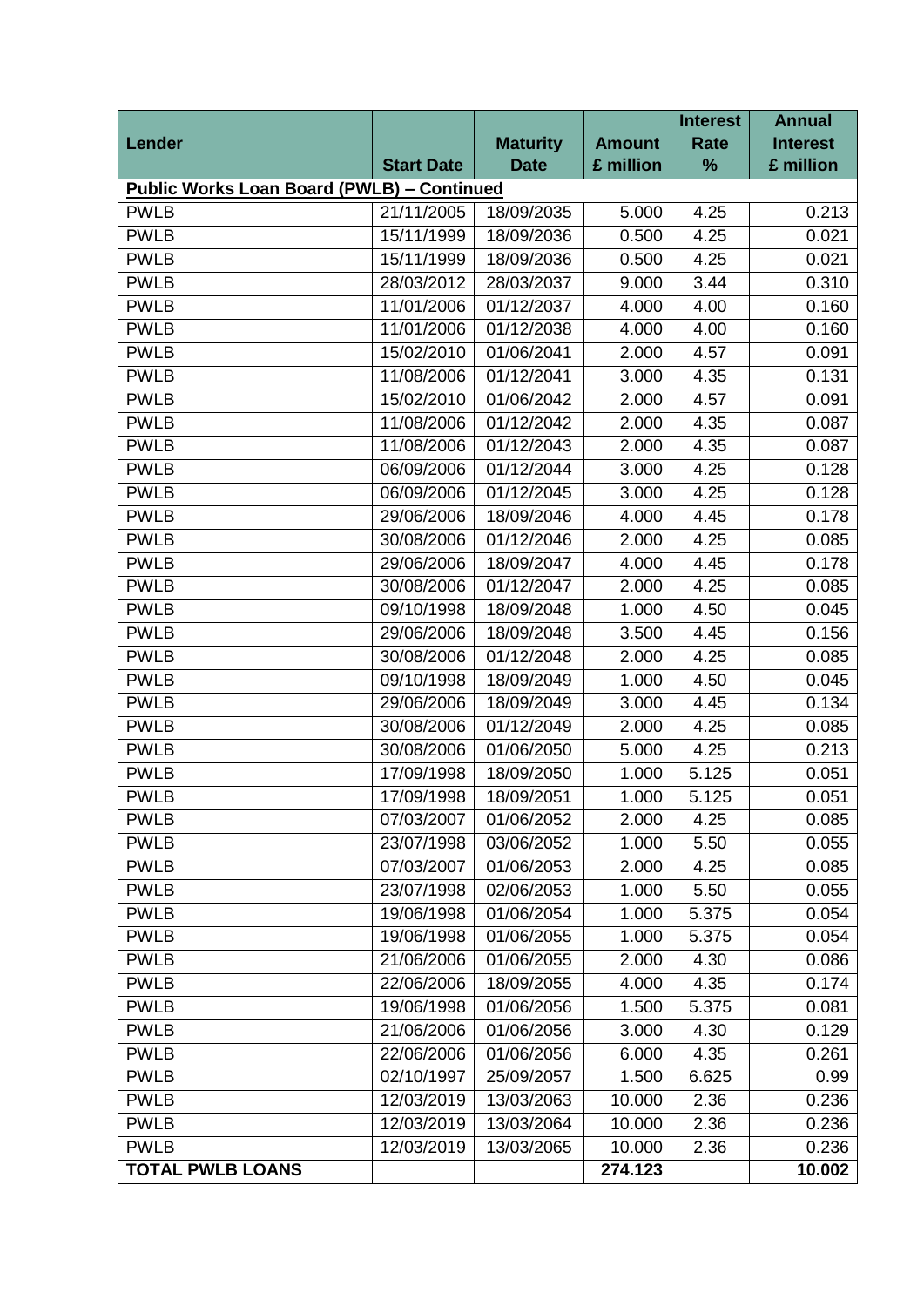| Lender | Start Date | Maturity Date | Amount £ million | Interest Rate % | Annual Interest £ million |
|---|---|---|---|---|---|
| **Public Works Loan Board (PWLB) – Continued** | | | | | |
| PWLB | 21/11/2005 | 18/09/2035 | 5.000 | 4.25 | 0.213 |
| PWLB | 15/11/1999 | 18/09/2036 | 0.500 | 4.25 | 0.021 |
| PWLB | 15/11/1999 | 18/09/2036 | 0.500 | 4.25 | 0.021 |
| PWLB | 28/03/2012 | 28/03/2037 | 9.000 | 3.44 | 0.310 |
| PWLB | 11/01/2006 | 01/12/2037 | 4.000 | 4.00 | 0.160 |
| PWLB | 11/01/2006 | 01/12/2038 | 4.000 | 4.00 | 0.160 |
| PWLB | 15/02/2010 | 01/06/2041 | 2.000 | 4.57 | 0.091 |
| PWLB | 11/08/2006 | 01/12/2041 | 3.000 | 4.35 | 0.131 |
| PWLB | 15/02/2010 | 01/06/2042 | 2.000 | 4.57 | 0.091 |
| PWLB | 11/08/2006 | 01/12/2042 | 2.000 | 4.35 | 0.087 |
| PWLB | 11/08/2006 | 01/12/2043 | 2.000 | 4.35 | 0.087 |
| PWLB | 06/09/2006 | 01/12/2044 | 3.000 | 4.25 | 0.128 |
| PWLB | 06/09/2006 | 01/12/2045 | 3.000 | 4.25 | 0.128 |
| PWLB | 29/06/2006 | 18/09/2046 | 4.000 | 4.45 | 0.178 |
| PWLB | 30/08/2006 | 01/12/2046 | 2.000 | 4.25 | 0.085 |
| PWLB | 29/06/2006 | 18/09/2047 | 4.000 | 4.45 | 0.178 |
| PWLB | 30/08/2006 | 01/12/2047 | 2.000 | 4.25 | 0.085 |
| PWLB | 09/10/1998 | 18/09/2048 | 1.000 | 4.50 | 0.045 |
| PWLB | 29/06/2006 | 18/09/2048 | 3.500 | 4.45 | 0.156 |
| PWLB | 30/08/2006 | 01/12/2048 | 2.000 | 4.25 | 0.085 |
| PWLB | 09/10/1998 | 18/09/2049 | 1.000 | 4.50 | 0.045 |
| PWLB | 29/06/2006 | 18/09/2049 | 3.000 | 4.45 | 0.134 |
| PWLB | 30/08/2006 | 01/12/2049 | 2.000 | 4.25 | 0.085 |
| PWLB | 30/08/2006 | 01/06/2050 | 5.000 | 4.25 | 0.213 |
| PWLB | 17/09/1998 | 18/09/2050 | 1.000 | 5.125 | 0.051 |
| PWLB | 17/09/1998 | 18/09/2051 | 1.000 | 5.125 | 0.051 |
| PWLB | 07/03/2007 | 01/06/2052 | 2.000 | 4.25 | 0.085 |
| PWLB | 23/07/1998 | 03/06/2052 | 1.000 | 5.50 | 0.055 |
| PWLB | 07/03/2007 | 01/06/2053 | 2.000 | 4.25 | 0.085 |
| PWLB | 23/07/1998 | 02/06/2053 | 1.000 | 5.50 | 0.055 |
| PWLB | 19/06/1998 | 01/06/2054 | 1.000 | 5.375 | 0.054 |
| PWLB | 19/06/1998 | 01/06/2055 | 1.000 | 5.375 | 0.054 |
| PWLB | 21/06/2006 | 01/06/2055 | 2.000 | 4.30 | 0.086 |
| PWLB | 22/06/2006 | 18/09/2055 | 4.000 | 4.35 | 0.174 |
| PWLB | 19/06/1998 | 01/06/2056 | 1.500 | 5.375 | 0.081 |
| PWLB | 21/06/2006 | 01/06/2056 | 3.000 | 4.30 | 0.129 |
| PWLB | 22/06/2006 | 01/06/2056 | 6.000 | 4.35 | 0.261 |
| PWLB | 02/10/1997 | 25/09/2057 | 1.500 | 6.625 | 0.99 |
| PWLB | 12/03/2019 | 13/03/2063 | 10.000 | 2.36 | 0.236 |
| PWLB | 12/03/2019 | 13/03/2064 | 10.000 | 2.36 | 0.236 |
| PWLB | 12/03/2019 | 13/03/2065 | 10.000 | 2.36 | 0.236 |
| **TOTAL PWLB LOANS** | | | **274.123** | | **10.002** |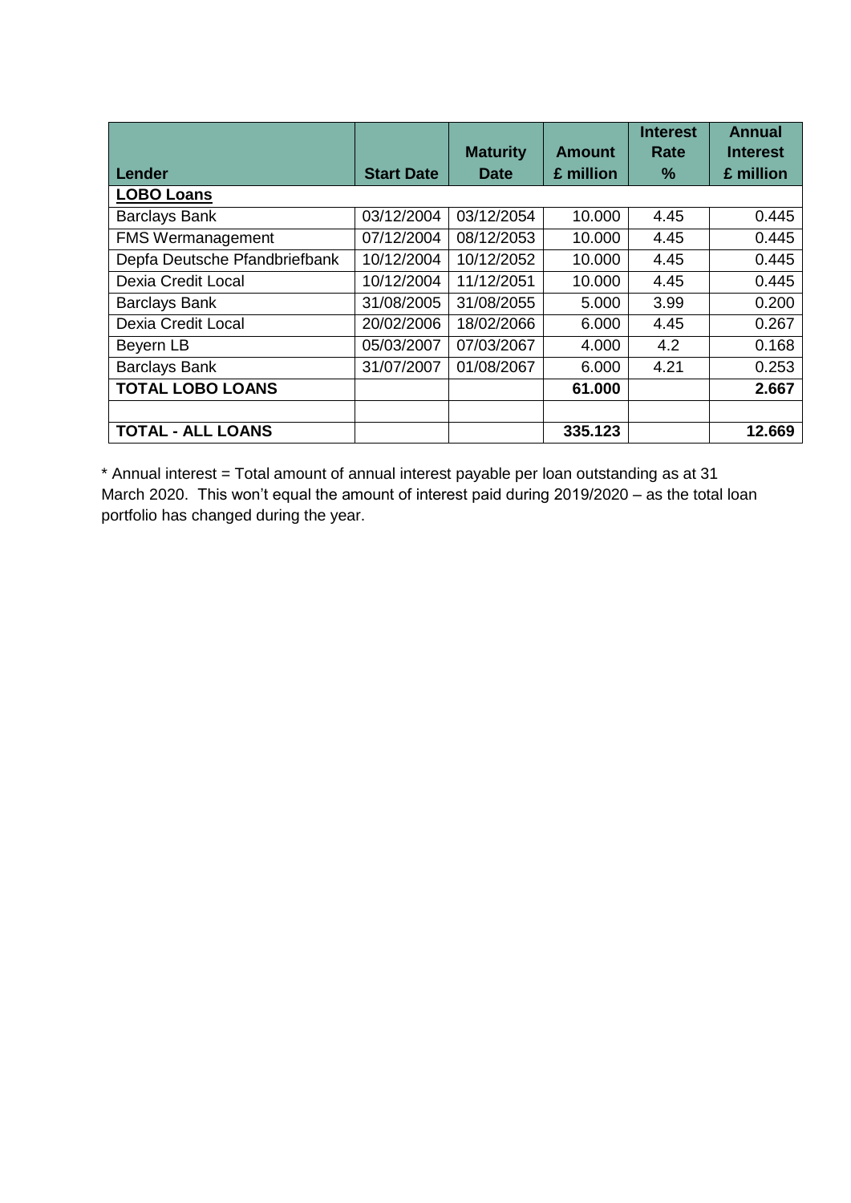| Lender | Start Date | Maturity Date | Amount £ million | Interest Rate % | Annual Interest £ million |
|---|---|---|---|---|---|
| **LOBO Loans** | | | | | |
| Barclays Bank | 03/12/2004 | 03/12/2054 | 10.000 | 4.45 | 0.445 |
| FMS Wermanagement | 07/12/2004 | 08/12/2053 | 10.000 | 4.45 | 0.445 |
| Depfa Deutsche Pfandbriefbank | 10/12/2004 | 10/12/2052 | 10.000 | 4.45 | 0.445 |
| Dexia Credit Local | 10/12/2004 | 11/12/2051 | 10.000 | 4.45 | 0.445 |
| Barclays Bank | 31/08/2005 | 31/08/2055 | 5.000 | 3.99 | 0.200 |
| Dexia Credit Local | 20/02/2006 | 18/02/2066 | 6.000 | 4.45 | 0.267 |
| Beyern LB | 05/03/2007 | 07/03/2067 | 4.000 | 4.2 | 0.168 |
| Barclays Bank | 31/07/2007 | 01/08/2067 | 6.000 | 4.21 | 0.253 |
| **TOTAL LOBO LOANS** | | | **61.000** | | **2.667** |
| | | | | | |
| **TOTAL - ALL LOANS** | | | **335.123** | | **12.669** |

* Annual interest = Total amount of annual interest payable per loan outstanding as at 31 March 2020. This won't equal the amount of interest paid during 2019/2020 – as the total loan portfolio has changed during the year.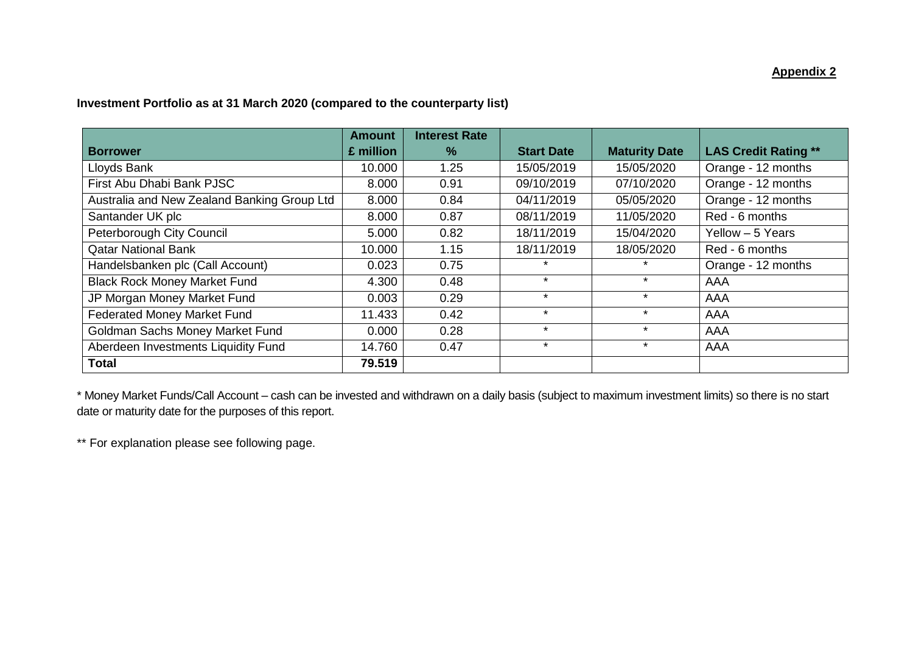**Appendix 2**

**Investment Portfolio as at 31 March 2020 (compared to the counterparty list)**

| Borrower | Amount £ million | Interest Rate % | Start Date | Maturity Date | LAS Credit Rating ** |
|---|---|---|---|---|---|
| Lloyds Bank | 10.000 | 1.25 | 15/05/2019 | 15/05/2020 | Orange - 12 months |
| First Abu Dhabi Bank PJSC | 8.000 | 0.91 | 09/10/2019 | 07/10/2020 | Orange - 12 months |
| Australia and New Zealand Banking Group Ltd | 8.000 | 0.84 | 04/11/2019 | 05/05/2020 | Orange - 12 months |
| Santander UK plc | 8.000 | 0.87 | 08/11/2019 | 11/05/2020 | Red - 6 months |
| Peterborough City Council | 5.000 | 0.82 | 18/11/2019 | 15/04/2020 | Yellow – 5 Years |
| Qatar National Bank | 10.000 | 1.15 | 18/11/2019 | 18/05/2020 | Red - 6 months |
| Handelsbanken plc (Call Account) | 0.023 | 0.75 | * | * | Orange - 12 months |
| Black Rock Money Market Fund | 4.300 | 0.48 | * | * | AAA |
| JP Morgan Money Market Fund | 0.003 | 0.29 | * | * | AAA |
| Federated Money Market Fund | 11.433 | 0.42 | * | * | AAA |
| Goldman Sachs Money Market Fund | 0.000 | 0.28 | * | * | AAA |
| Aberdeen Investments Liquidity Fund | 14.760 | 0.47 | * | * | AAA |
| **Total** | **79.519** | | | | |

* Money Market Funds/Call Account – cash can be invested and withdrawn on a daily basis (subject to maximum investment limits) so there is no start date or maturity date for the purposes of this report.

** For explanation please see following page.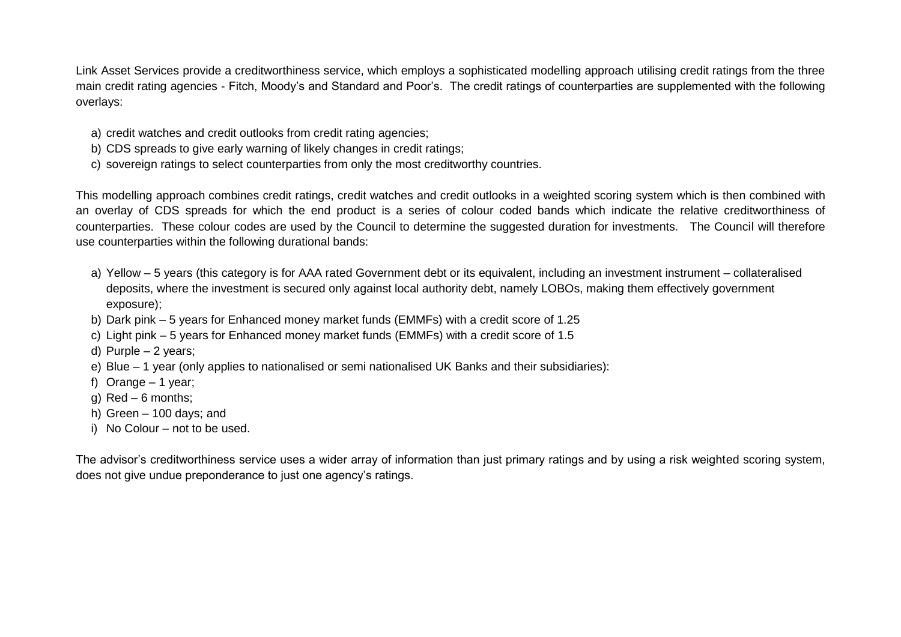Link Asset Services provide a creditworthiness service, which employs a sophisticated modelling approach utilising credit ratings from the three main credit rating agencies - Fitch, Moody's and Standard and Poor's. The credit ratings of counterparties are supplemented with the following overlays:

a) credit watches and credit outlooks from credit rating agencies;
b) CDS spreads to give early warning of likely changes in credit ratings;
c) sovereign ratings to select counterparties from only the most creditworthy countries.

This modelling approach combines credit ratings, credit watches and credit outlooks in a weighted scoring system which is then combined with an overlay of CDS spreads for which the end product is a series of colour coded bands which indicate the relative creditworthiness of counterparties. These colour codes are used by the Council to determine the suggested duration for investments. The Council will therefore use counterparties within the following durational bands:

a) Yellow – 5 years (this category is for AAA rated Government debt or its equivalent, including an investment instrument – collateralised deposits, where the investment is secured only against local authority debt, namely LOBOs, making them effectively government exposure);
b) Dark pink – 5 years for Enhanced money market funds (EMMFs) with a credit score of 1.25
c) Light pink – 5 years for Enhanced money market funds (EMMFs) with a credit score of 1.5
d) Purple – 2 years;
e) Blue – 1 year (only applies to nationalised or semi nationalised UK Banks and their subsidiaries):
f) Orange – 1 year;
g) Red – 6 months;
h) Green – 100 days; and
i) No Colour – not to be used.

The advisor's creditworthiness service uses a wider array of information than just primary ratings and by using a risk weighted scoring system, does not give undue preponderance to just one agency's ratings.